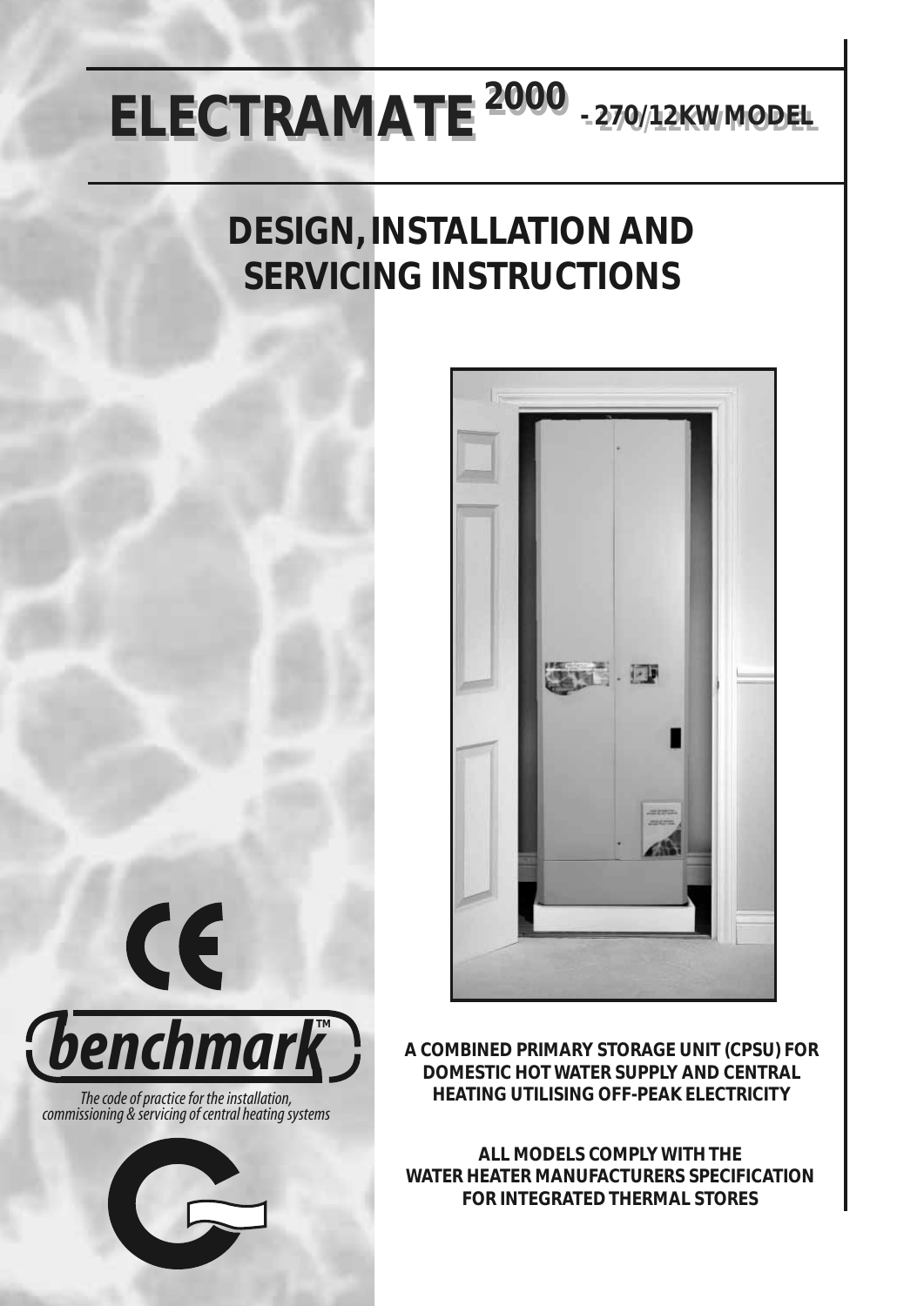# ELECTRAMATE 2000 - 270/12KW MODEL

## DESIGN, INSTALLATION AND SERVICING INSTRUCTIONS

**A COMBINED PRIMARY STORAGE UNIT (CPSU) FOR DOMESTIC HOT WATER SUPPLY AND CENTRAL HEATING UTILISING OFF-PEAK ELECTRICITY**

**ALL MODELS COMPLY WITH THE WATER HEATER MANUFACTURERS SPECIFICATION FOR INTEGRATED THERMAL STORES**

benchmark™

*The code of practice for the installation, commissioning & servicing of central heating systems*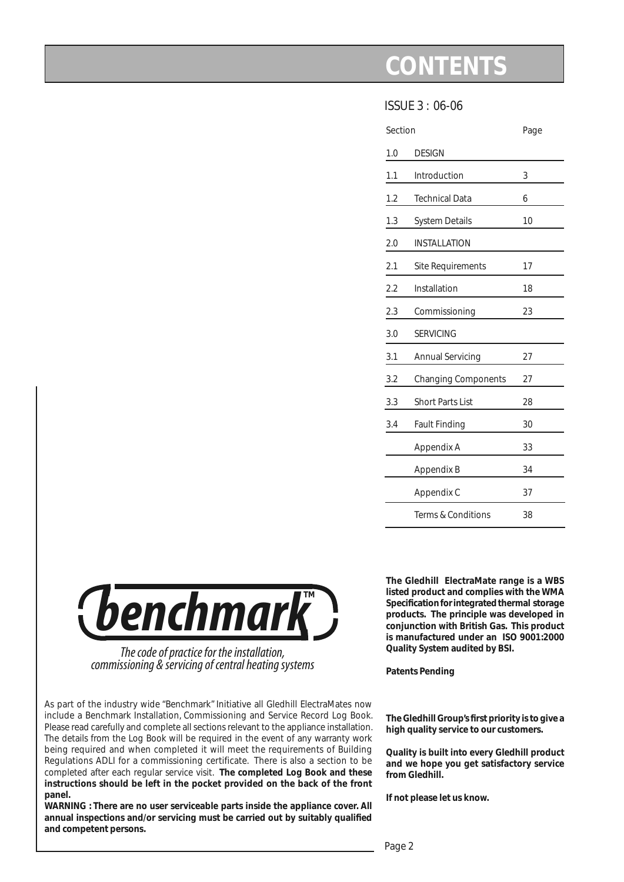# CONTENTS

ISSUE 3 : 06-06

| Section | | Page |
|---|---|---|
| 1.0 | DESIGN | |
| 1.1 | Introduction | 3 |
| 1.2 | Technical Data | 6 |
| 1.3 | System Details | 10 |
| 2.0 | INSTALLATION | |
| 2.1 | Site Requirements | 17 |
| 2.2 | Installation | 18 |
| 2.3 | Commissioning | 23 |
| 3.0 | SERVICING | |
| 3.1 | Annual Servicing | 27 |
| 3.2 | Changing Components | 27 |
| 3.3 | Short Parts List | 28 |
| 3.4 | Fault Finding | 30 |
| | Appendix A | 33 |
| | Appendix B | 34 |
| | Appendix C | 37 |
| | Terms & Conditions | 38 |

**benchmark™**

*The code of practice for the installation, commissioning & servicing of central heating systems*

As part of the industry wide "Benchmark" Initiative all Gledhill ElectraMates now include a Benchmark Installation, Commissioning and Service Record Log Book. Please read carefully and complete all sections relevant to the appliance installation. The details from the Log Book will be required in the event of any warranty work being required and when completed it will meet the requirements of Building Regulations ADLI for a commissioning certificate. There is also a section to be completed after each regular service visit. **The completed Log Book and these instructions should be left in the pocket provided on the back of the front panel.**

**WARNING : There are no user serviceable parts inside the appliance cover. All annual inspections and/or servicing must be carried out by suitably qualified and competent persons.**

**The Gledhill ElectraMate range is a WBS listed product and complies with the WMA Specification for integrated thermal storage products. The principle was developed in conjunction with British Gas. This product is manufactured under an ISO 9001:2000 Quality System audited by BSI.**

**Patents Pending**

**The Gledhill Group's first priority is to give a high quality service to our customers.**

**Quality is built into every Gledhill product and we hope you get satisfactory service from Gledhill.**

**If not please let us know.**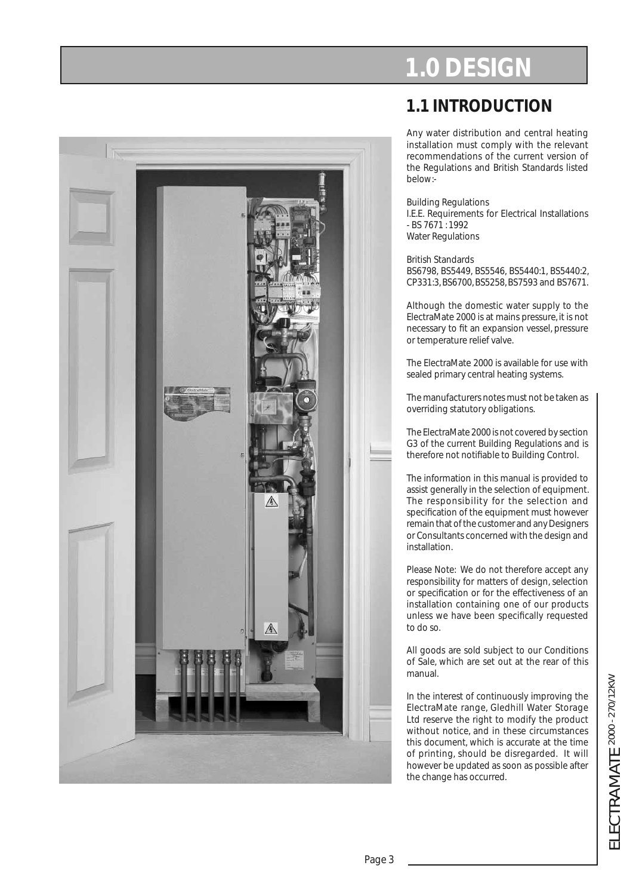# 1.0 DESIGN

## 1.1 INTRODUCTION

Any water distribution and central heating installation must comply with the relevant recommendations of the current version of the Regulations and British Standards listed below:-

Building Regulations
I.E.E. Requirements for Electrical Installations - BS 7671 : 1992
Water Regulations

British Standards
BS6798, BS5449, BS5546, BS5440:1, BS5440:2, CP331:3, BS6700, BS5258, BS7593 and BS7671.

Although the domestic water supply to the ElectraMate 2000 is at mains pressure, it is not necessary to fit an expansion vessel, pressure or temperature relief valve.

The ElectraMate 2000 is available for use with sealed primary central heating systems.

The manufacturers notes must not be taken as overriding statutory obligations.

The ElectraMate 2000 is not covered by section G3 of the current Building Regulations and is therefore not notifiable to Building Control.

The information in this manual is provided to assist generally in the selection of equipment. The responsibility for the selection and specification of the equipment must however remain that of the customer and any Designers or Consultants concerned with the design and installation.

Please Note: We do not therefore accept any responsibility for matters of design, selection or specification or for the effectiveness of an installation containing one of our products unless we have been specifically requested to do so.

All goods are sold subject to our Conditions of Sale, which are set out at the rear of this manual.

In the interest of continuously improving the ElectraMate range, Gledhill Water Storage Ltd reserve the right to modify the product without notice, and in these circumstances this document, which is accurate at the time of printing, should be disregarded. It will however be updated as soon as possible after the change has occurred.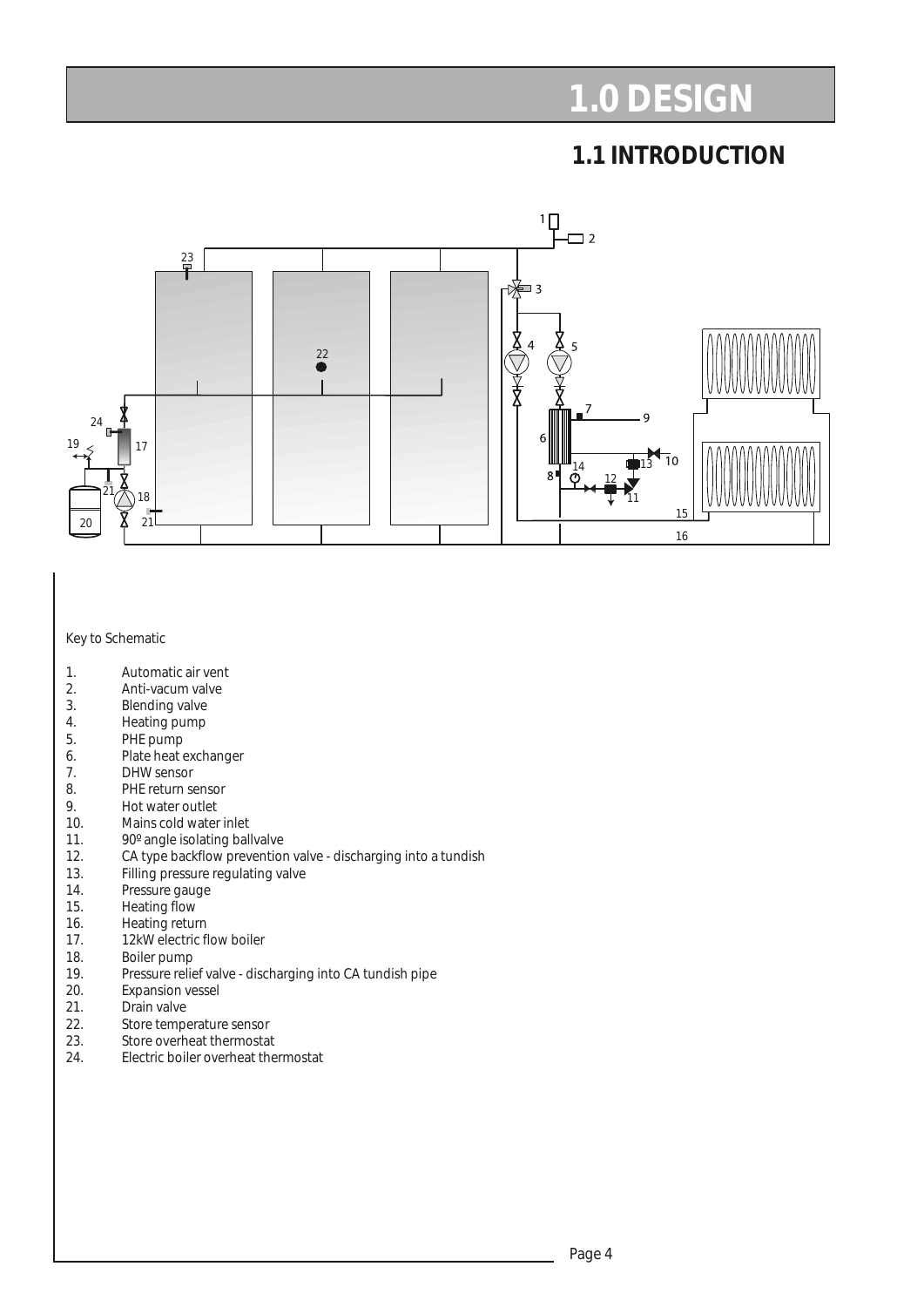# 1.0 DESIGN

## 1.1 INTRODUCTION

Key to Schematic

1. Automatic air vent
2. Anti-vacum valve
3. Blending valve
4. Heating pump
5. PHE pump
6. Plate heat exchanger
7. DHW sensor
8. PHE return sensor
9. Hot water outlet
10. Mains cold water inlet
11. 90º angle isolating ballvalve
12. CA type backflow prevention valve - discharging into a tundish
13. Filling pressure regulating valve
14. Pressure gauge
15. Heating flow
16. Heating return
17. 12kW electric flow boiler
18. Boiler pump
19. Pressure relief valve - discharging into CA tundish pipe
20. Expansion vessel
21. Drain valve
22. Store temperature sensor
23. Store overheat thermostat
24. Electric boiler overheat thermostat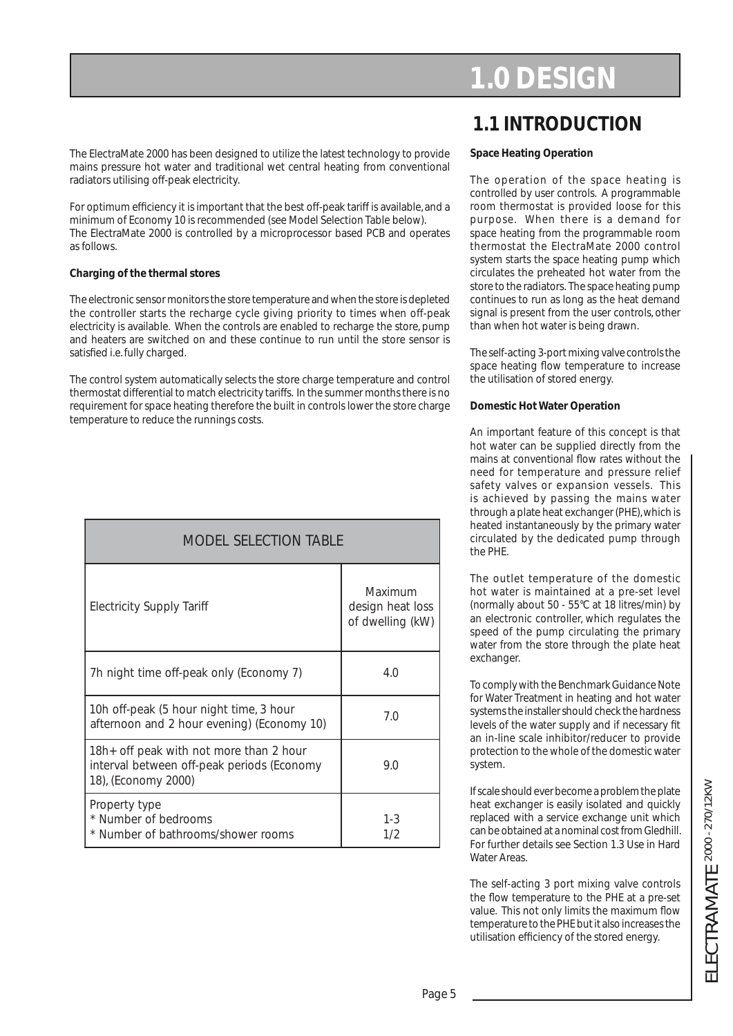# 1.0 DESIGN

## 1.1 INTRODUCTION

The ElectraMate 2000 has been designed to utilize the latest technology to provide mains pressure hot water and traditional wet central heating from conventional radiators utilising off-peak electricity.

For optimum efficiency it is important that the best off-peak tariff is available, and a minimum of Economy 10 is recommended (see Model Selection Table below). The ElectraMate 2000 is controlled by a microprocessor based PCB and operates as follows.

**Charging of the thermal stores**

The electronic sensor monitors the store temperature and when the store is depleted the controller starts the recharge cycle giving priority to times when off-peak electricity is available. When the controls are enabled to recharge the store, pump and heaters are switched on and these continue to run until the store sensor is satisfied i.e. fully charged.

The control system automatically selects the store charge temperature and control thermostat differential to match electricity tariffs. In the summer months there is no requirement for space heating therefore the built in controls lower the store charge temperature to reduce the runnings costs.

| MODEL SELECTION TABLE | |
|---|---|
| Electricity Supply Tariff | Maximum design heat loss of dwelling (kW) |
| 7h night time off-peak only (Economy 7) | 4.0 |
| 10h off-peak (5 hour night time, 3 hour afternoon and 2 hour evening) (Economy 10) | 7.0 |
| 18h+ off peak with not more than 2 hour interval between off-peak periods (Economy 18), (Economy 2000) | 9.0 |
| Property type<br>* Number of bedrooms<br>* Number of bathrooms/shower rooms | <br>1-3<br>1/2 |

**Space Heating Operation**

The operation of the space heating is controlled by user controls. A programmable room thermostat is provided loose for this purpose. When there is a demand for space heating from the programmable room thermostat the ElectraMate 2000 control system starts the space heating pump which circulates the preheated hot water from the store to the radiators. The space heating pump continues to run as long as the heat demand signal is present from the user controls, other than when hot water is being drawn.

The self-acting 3-port mixing valve controls the space heating flow temperature to increase the utilisation of stored energy.

**Domestic Hot Water Operation**

An important feature of this concept is that hot water can be supplied directly from the mains at conventional flow rates without the need for temperature and pressure relief safety valves or expansion vessels. This is achieved by passing the mains water through a plate heat exchanger (PHE), which is heated instantaneously by the primary water circulated by the dedicated pump through the PHE.

The outlet temperature of the domestic hot water is maintained at a pre-set level (normally about 50 - 55°C at 18 litres/min) by an electronic controller, which regulates the speed of the pump circulating the primary water from the store through the plate heat exchanger.

To comply with the Benchmark Guidance Note for Water Treatment in heating and hot water systems the installer should check the hardness levels of the water supply and if necessary fit an in-line scale inhibitor/reducer to provide protection to the whole of the domestic water system.

If scale should ever become a problem the plate heat exchanger is easily isolated and quickly replaced with a service exchange unit which can be obtained at a nominal cost from Gledhill. For further details see Section 1.3 Use in Hard Water Areas.

The self-acting 3 port mixing valve controls the flow temperature to the PHE at a pre-set value. This not only limits the maximum flow temperature to the PHE but it also increases the utilisation efficiency of the stored energy.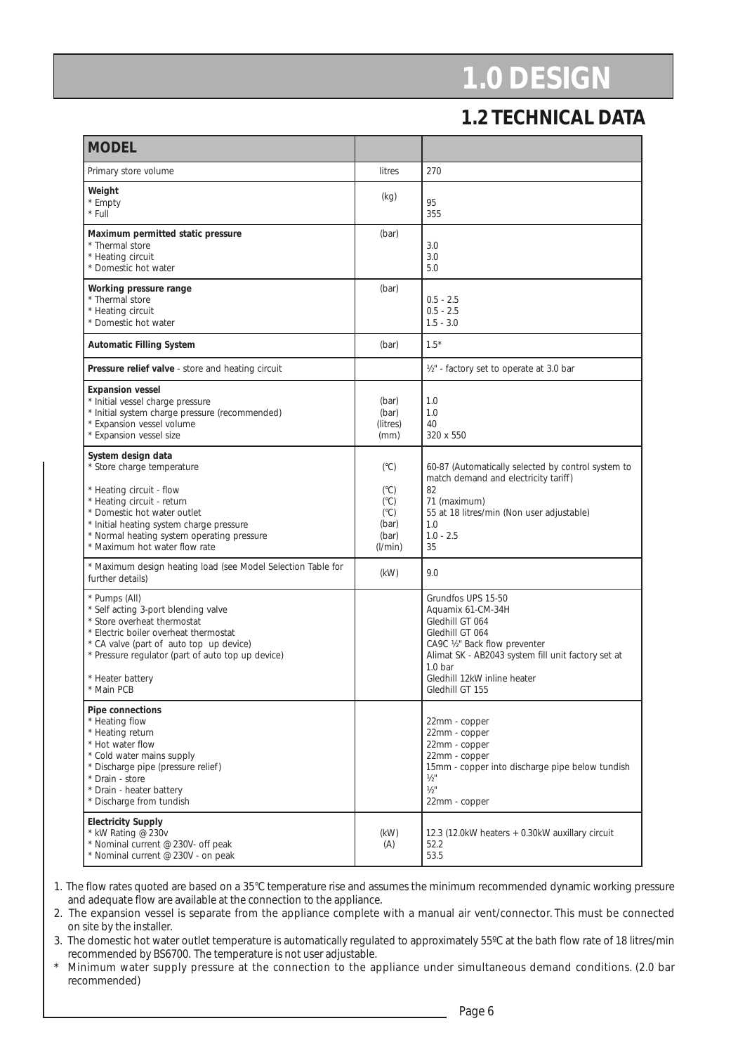# 1.0 DESIGN

## 1.2 TECHNICAL DATA

| MODEL | | |
|---|---|---|
| Primary store volume | litres | 270 |
| **Weight**<br>* Empty<br>* Full | (kg) | <br>95<br>355 |
| **Maximum permitted static pressure**<br>* Thermal store<br>* Heating circuit<br>* Domestic hot water | (bar) | <br>3.0<br>3.0<br>5.0 |
| **Working pressure range**<br>* Thermal store<br>* Heating circuit<br>* Domestic hot water | (bar) | <br>0.5 - 2.5<br>0.5 - 2.5<br>1.5 - 3.0 |
| **Automatic Filling System** | (bar) | 1.5* |
| **Pressure relief valve** - store and heating circuit | | ½" - factory set to operate at 3.0 bar |
| **Expansion vessel**<br>* Initial vessel charge pressure<br>* Initial system charge pressure (recommended)<br>* Expansion vessel volume<br>* Expansion vessel size | <br>(bar)<br>(bar)<br>(litres)<br>(mm) | <br>1.0<br>1.0<br>40<br>320 x 550 |
| **System design data**<br>* Store charge temperature<br><br>* Heating circuit - flow<br>* Heating circuit - return<br>* Domestic hot water outlet<br>* Initial heating system charge pressure<br>* Normal heating system operating pressure<br>* Maximum hot water flow rate | <br>(°C)<br><br>(°C)<br>(°C)<br>(°C)<br>(bar)<br>(bar)<br>(l/min) | <br>60-87 (Automatically selected by control system to match demand and electricity tariff)<br>82<br>71 (maximum)<br>55 at 18 litres/min (Non user adjustable)<br>1.0<br>1.0 - 2.5<br>35 |
| * Maximum design heating load (see Model Selection Table for further details) | (kW) | 9.0 |
| * Pumps (All)<br>* Self acting 3-port blending valve<br>* Store overheat thermostat<br>* Electric boiler overheat thermostat<br>* CA valve (part of auto top up device)<br>* Pressure regulator (part of auto top up device)<br><br>* Heater battery<br>* Main PCB | | Grundfos UPS 15-50<br>Aquamix 61-CM-34H<br>Gledhill GT 064<br>Gledhill GT 064<br>CA9C ½" Back flow preventer<br>Alimat SK - AB2043 system fill unit factory set at 1.0 bar<br>Gledhill 12kW inline heater<br>Gledhill GT 155 |
| **Pipe connections**<br>* Heating flow<br>* Heating return<br>* Hot water flow<br>* Cold water mains supply<br>* Discharge pipe (pressure relief)<br>* Drain - store<br>* Drain - heater battery<br>* Discharge from tundish | | <br>22mm - copper<br>22mm - copper<br>22mm - copper<br>22mm - copper<br>15mm - copper into discharge pipe below tundish<br>½"<br>½"<br>22mm - copper |
| **Electricity Supply**<br>* kW Rating @ 230v<br>* Nominal current @ 230V- off peak<br>* Nominal current @ 230V - on peak | <br>(kW)<br>(A) | <br>12.3 (12.0kW heaters + 0.30kW auxillary circuit<br>52.2<br>53.5 |

1. The flow rates quoted are based on a 35°C temperature rise and assumes the minimum recommended dynamic working pressure and adequate flow are available at the connection to the appliance.
2. The expansion vessel is separate from the appliance complete with a manual air vent/connector. This must be connected on site by the installer.
3. The domestic hot water outlet temperature is automatically regulated to approximately 55ºC at the bath flow rate of 18 litres/min recommended by BS6700. The temperature is not user adjustable.

\* Minimum water supply pressure at the connection to the appliance under simultaneous demand conditions. (2.0 bar recommended)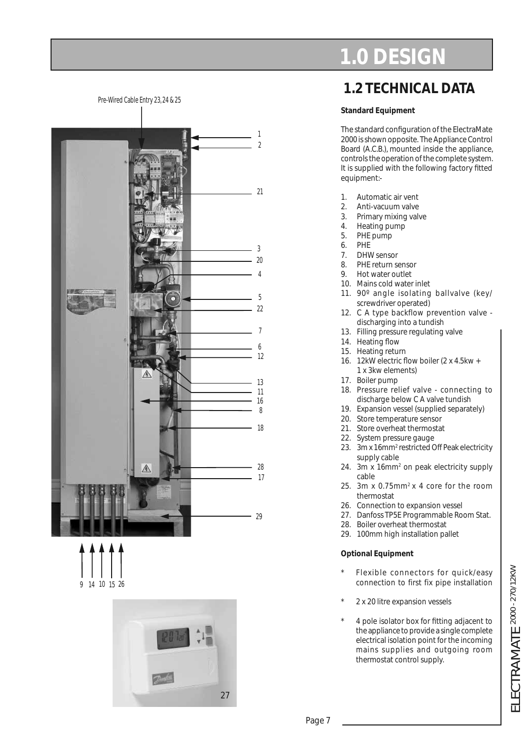# 1.0 DESIGN

## 1.2 TECHNICAL DATA

**Standard Equipment**

The standard configuration of the ElectraMate 2000 is shown opposite. The Appliance Control Board (A.C.B.), mounted inside the appliance, controls the operation of the complete system. It is supplied with the following factory fitted equipment:-

1. Automatic air vent
2. Anti-vacuum valve
3. Primary mixing valve
4. Heating pump
5. PHE pump
6. PHE
7. DHW sensor
8. PHE return sensor
9. Hot water outlet
10. Mains cold water inlet
11. 90º angle isolating ballvalve (key/screwdriver operated)
12. C A type backflow prevention valve - discharging into a tundish
13. Filling pressure regulating valve
14. Heating flow
15. Heating return
16. 12kW electric flow boiler (2 x 4.5kw + 1 x 3kw elements)
17. Boiler pump
18. Pressure relief valve - connecting to discharge below C A valve tundish
19. Expansion vessel (supplied separately)
20. Store temperature sensor
21. Store overheat thermostat
22. System pressure gauge
23. 3m x 16mm$^2$ restricted Off Peak electricity supply cable
24. 3m x 16mm$^2$ on peak electricity supply cable
25. 3m x 0.75mm$^2$ x 4 core for the room thermostat
26. Connection to expansion vessel
27. Danfoss TP5E Programmable Room Stat.
28. Boiler overheat thermostat
29. 100mm high installation pallet

**Optional Equipment**

- Flexible connectors for quick/easy connection to first fix pipe installation
- 2 x 20 litre expansion vessels
- 4 pole isolator box for fitting adjacent to the appliance to provide a single complete electrical isolation point for the incoming mains supplies and outgoing room thermostat control supply.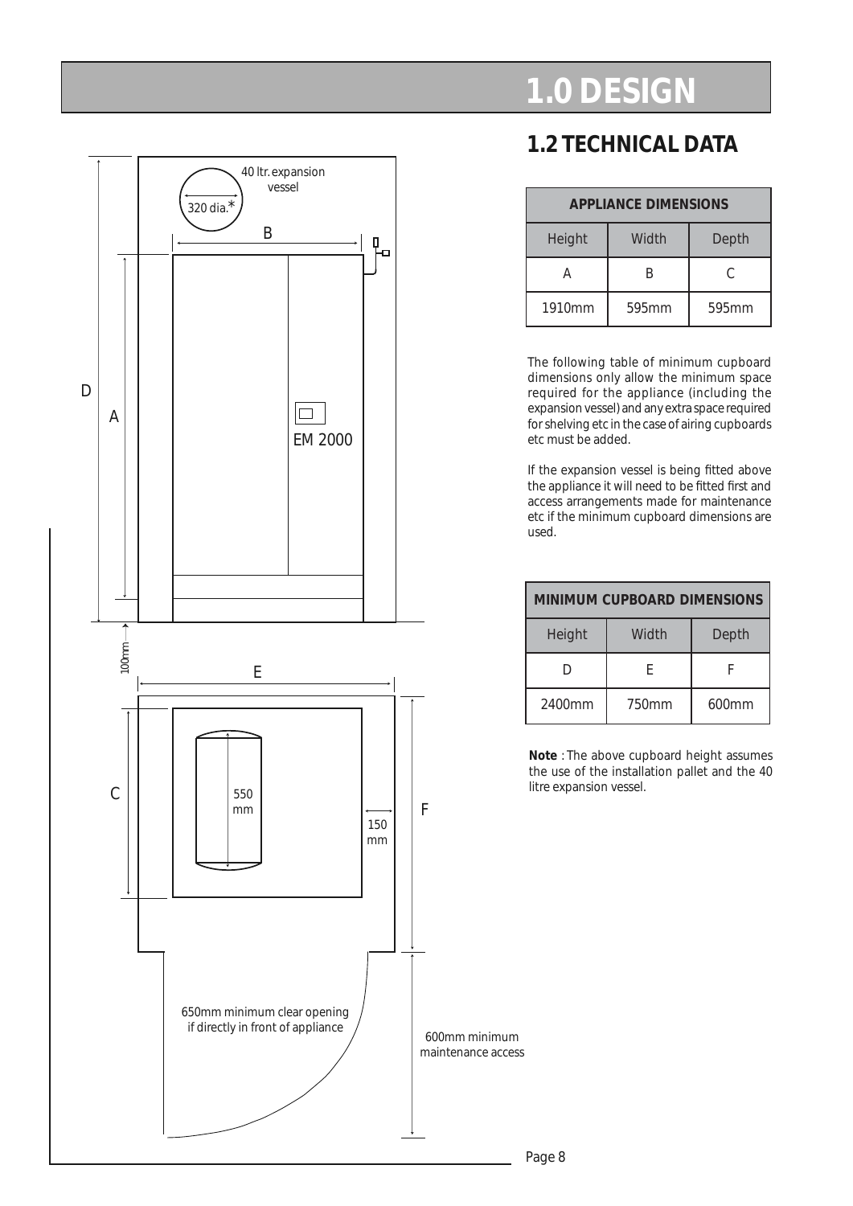# 1.0 DESIGN

## 1.2 TECHNICAL DATA

| APPLIANCE DIMENSIONS | | |
|---|---|---|
| Height | Width | Depth |
| A | B | C |
| 1910mm | 595mm | 595mm |

The following table of minimum cupboard dimensions only allow the minimum space required for the appliance (including the expansion vessel) and any extra space required for shelving etc in the case of airing cupboards etc must be added.

If the expansion vessel is being fitted above the appliance it will need to be fitted first and access arrangements made for maintenance etc if the minimum cupboard dimensions are used.

| MINIMUM CUPBOARD DIMENSIONS | | |
|---|---|---|
| Height | Width | Depth |
| D | E | F |
| 2400mm | 750mm | 600mm |

**Note** : The above cupboard height assumes the use of the installation pallet and the 40 litre expansion vessel.

40 ltr. expansion vessel

320 dia.*

EM 2000

100mm

550 mm

150 mm

650mm minimum clear opening if directly in front of appliance

600mm minimum maintenance access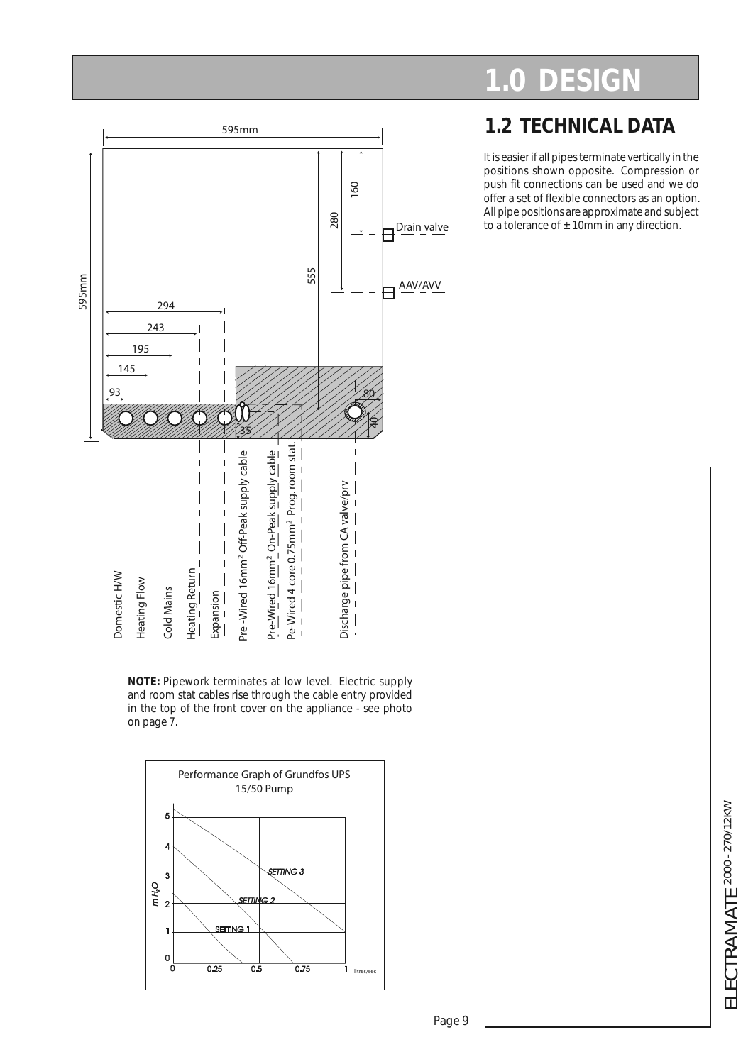# 1.0 DESIGN

## 1.2 TECHNICAL DATA

It is easier if all pipes terminate vertically in the positions shown opposite. Compression or push fit connections can be used and we do offer a set of flexible connectors as an option. All pipe positions are approximate and subject to a tolerance of ± 10mm in any direction.

595mm

595mm

294

243

195

145

93

35

80

40

160

280

555

Drain valve

AAV/AVV

Domestic H/W

Heating Flow

Cold Mains

Heating Return

Expansion

Pre -Wired 16mm² Off-Peak supply cable

Pre-Wired 16mm² On-Peak supply cable

Pe-Wired 4 core 0.75mm² Prog. room stat.

Discharge pipe from CA valve/prv

**NOTE:** Pipework terminates at low level. Electric supply and room stat cables rise through the cable entry provided in the top of the front cover on the appliance - see photo on page 7.

Performance Graph of Grundfos UPS 15/50 Pump

$m\ H_2O$

SETTING 3

SETTING 2

SETTING 1

0, 0,25, 0,5, 0,75, 1 litres/sec

0, 1, 2, 3, 4, 5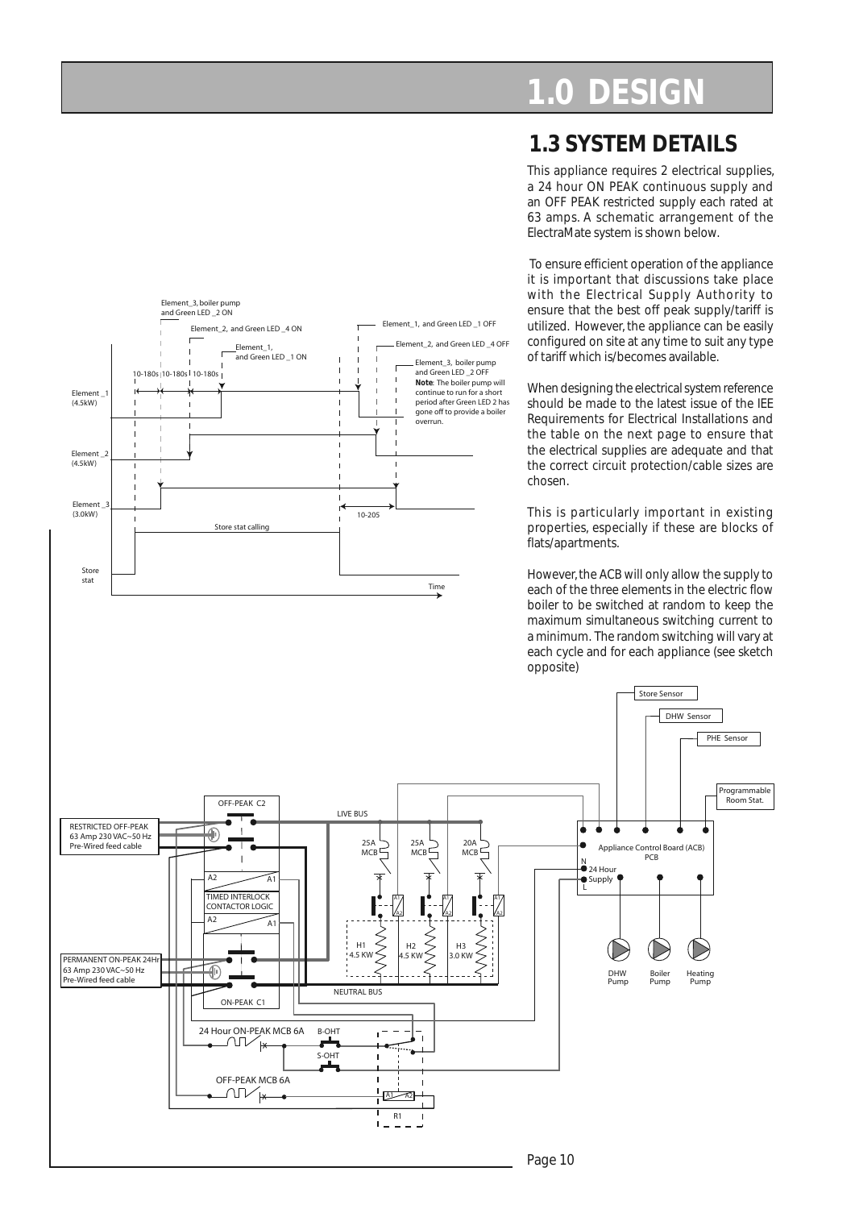# 1.0 DESIGN

## 1.3 SYSTEM DETAILS

This appliance requires 2 electrical supplies, a 24 hour ON PEAK continuous supply and an OFF PEAK restricted supply each rated at 63 amps. A schematic arrangement of the ElectraMate system is shown below.

To ensure efficient operation of the appliance it is important that discussions take place with the Electrical Supply Authority to ensure that the best off peak supply/tariff is utilized. However, the appliance can be easily configured on site at any time to suit any type of tariff which is/becomes available.

When designing the electrical system reference should be made to the latest issue of the IEE Requirements for Electrical Installations and the table on the next page to ensure that the electrical supplies are adequate and that the correct circuit protection/cable sizes are chosen.

This is particularly important in existing properties, especially if these are blocks of flats/apartments.

However, the ACB will only allow the supply to each of the three elements in the electric flow boiler to be switched at random to keep the maximum simultaneous switching current to a minimum. The random switching will vary at each cycle and for each appliance (see sketch opposite)

Element_3, boiler pump and Green LED _2 ON

Element_2, and Green LED _4 ON

Element_1, and Green LED _1 ON

10-180s 10-180s 10-180s

Element_1, and Green LED _1 OFF

Element_2, and Green LED _4 OFF

Element_3, boiler pump and Green LED _2 OFF
**Note**: The boiler pump will continue to run for a short period after Green LED 2 has gone off to provide a boiler overrun.

Element _1 (4.5kW)

Element _2 (4.5kW)

Element _3 (3.0kW)

10-20S

Store stat calling

Store stat

Time

Store Sensor

DHW Sensor

PHE Sensor

Programmable Room Stat.

OFF-PEAK C2

LIVE BUS

RESTRICTED OFF-PEAK 63 Amp 230 VAC~50 Hz Pre-Wired feed cable

25A MCB

25A MCB

20A MCB

Appliance Control Board (ACB) PCB

N 24 Hour Supply L

TIMED INTERLOCK CONTACTOR LOGIC

H1 4.5 KW

H2 4.5 KW

H3 3.0 KW

DHW Pump

Boiler Pump

Heating Pump

PERMANENT ON-PEAK 24Hr 63 Amp 230 VAC~50 Hz Pre-Wired feed cable

NEUTRAL BUS

ON-PEAK C1

24 Hour ON-PEAK MCB 6A

B-OHT

S-OHT

OFF-PEAK MCB 6A

R1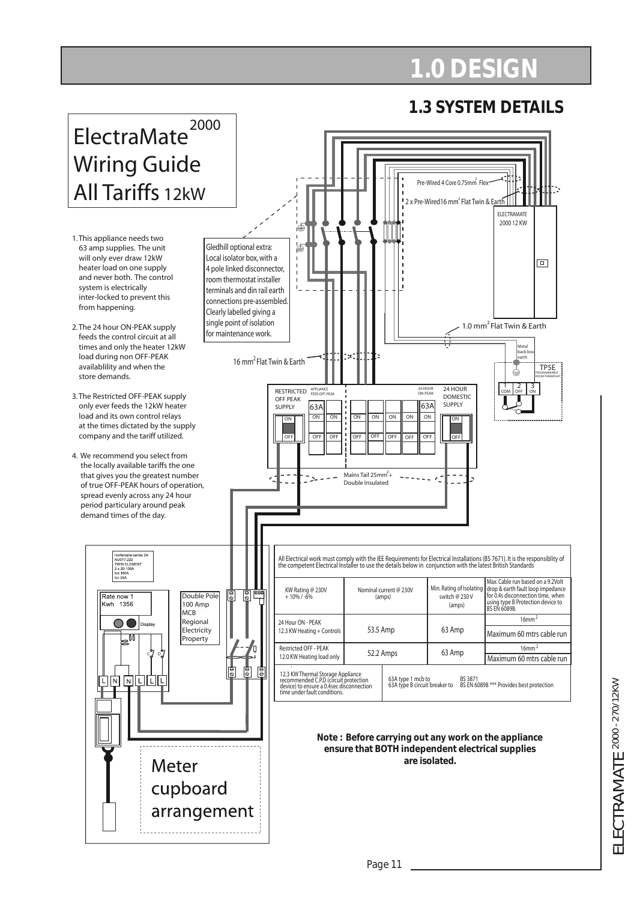# 1.0 DESIGN

## 1.3 SYSTEM DETAILS

### ElectraMate 2000 Wiring Guide All Tariffs 12kW

1. This appliance needs two 63 amp supplies. The unit will only ever draw 12kW heater load on one supply and never both. The control system is electrically inter-locked to prevent this from happening.

2. The 24 hour ON-PEAK supply feeds the control circuit at all times and only the heater 12kW load during non OFF-PEAK availablility and when the store demands.

3. The Restricted OFF-PEAK supply only ever feeds the 12kW heater load and its own control relays at the times dictated by the supply company and the tariff utilized.

4. We recommend you select from the locally available tariffs the one that gives you the greatest number of true OFF-PEAK hours of operation, spread evenly across any 24 hour period particulary around peak demand times of the day.

Gledhill optional extra: Local isolator box, with a 4 pole linked disconnector, room thermostat installer terminals and din rail earth connections pre-assembled. Clearly labelled giving a single point of isolation for maintenance work.

Pre-Wired 4 Core 0.75mm$^2$ Flex

2 x Pre-Wired16 mm$^2$ Flat Twin & Earth

ELECTRAMATE 2000 12 KW

1.0 mm$^2$ Flat Twin & Earth

Metal back box earth

TP5E PROGRAMMABLE ROOM THERMOSTAT

1 COM 2 OFF 3 ON

16 mm$^2$ Flat Twin & Earth

RESTRICTED OFF PEAK SUPPLY | APPLIANCE FEED OFF-PEAK 63A | 24 HOUR ON-PEAK 63A | 24 HOUR DOMESTIC SUPPLY

Mains Tail 25mm$^2$+ Double Insulated

Hortsmann series 2A NU077-222 TWIN ELEMENT 2 x 20-100A Icd 100A Icc 25A

Rate now 1 Kwh 1356

Display

Double Pole 100 Amp MCB Regional Electricity Property

L N N L L L

Meter cupboard arrangement

All Electrical work must comply with the IEE Requirements for Electrical Installations (BS 7671). It is the responsiblity of the competent Electrical Installer to use the details below in conjunction with the latest British Standards

| KW Rating @ 230V + 10% / -6% | Nominal current @ 230V (amps) | Min. Rating of Isolating switch @ 230 V (amps) | Max. Cable run based on a 9.2Volt drop & earth fault loop impedance for 0.4s disconnection time, when using type B Protection device to BS EN 60898. |
|---|---|---|---|
| 24 Hour ON - PEAK 12.3 KW Heating + Controls | 53.5 Amp | 63 Amp | 16mm$^2$ Maximum 60 mtrs cable run |
| Restricted OFF - PEAK 12.0 KW Heating load only | 52.2 Amps | 63 Amp | 16mm$^2$ Maximum 60 mtrs cable run |

| 12.3 KW Thermal Storage Appliance recommended C.P.D (circuit protection device) to ensure a 0.4sec disconnection time under fault conditions. | 63A type 1 mcb to<br>63A type B circuit breaker to | BS 3871<br>BS EN 60898 *** Provides best protection |
|---|---|---|

**Note : Before carrying out any work on the appliance ensure that BOTH independent electrical supplies are isolated.**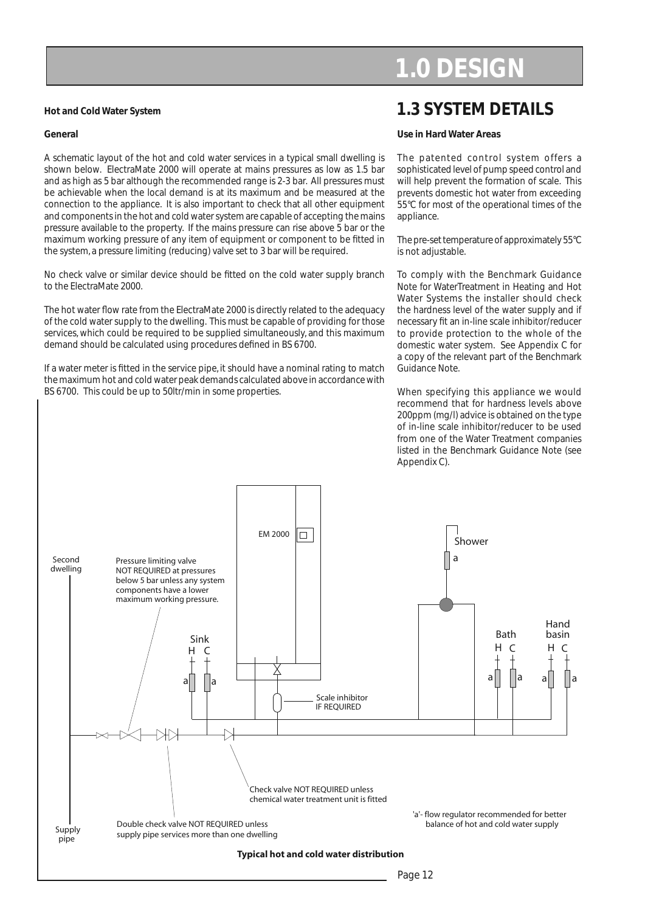# 1.0 DESIGN

### Hot and Cold Water System

#### General

A schematic layout of the hot and cold water services in a typical small dwelling is shown below. ElectraMate 2000 will operate at mains pressures as low as 1.5 bar and as high as 5 bar although the recommended range is 2-3 bar. All pressures must be achievable when the local demand is at its maximum and be measured at the connection to the appliance. It is also important to check that all other equipment and components in the hot and cold water system are capable of accepting the mains pressure available to the property. If the mains pressure can rise above 5 bar or the maximum working pressure of any item of equipment or component to be fitted in the system, a pressure limiting (reducing) valve set to 3 bar will be required.

No check valve or similar device should be fitted on the cold water supply branch to the ElectraMate 2000.

The hot water flow rate from the ElectraMate 2000 is directly related to the adequacy of the cold water supply to the dwelling. This must be capable of providing for those services, which could be required to be supplied simultaneously, and this maximum demand should be calculated using procedures defined in BS 6700.

If a water meter is fitted in the service pipe, it should have a nominal rating to match the maximum hot and cold water peak demands calculated above in accordance with BS 6700. This could be up to 50ltr/min in some properties.

## 1.3 SYSTEM DETAILS

#### Use in Hard Water Areas

The patented control system offers a sophisticated level of pump speed control and will help prevent the formation of scale. This prevents domestic hot water from exceeding 55°C for most of the operational times of the appliance.

The pre-set temperature of approximately 55°C is not adjustable.

To comply with the Benchmark Guidance Note for Water Treatment in Heating and Hot Water Systems the installer should check the hardness level of the water supply and if necessary fit an in-line scale inhibitor/reducer to provide protection to the whole of the domestic water system. See Appendix C for a copy of the relevant part of the Benchmark Guidance Note.

When specifying this appliance we would recommend that for hardness levels above 200ppm (mg/l) advice is obtained on the type of in-line scale inhibitor/reducer to be used from one of the Water Treatment companies listed in the Benchmark Guidance Note (see Appendix C).

Second dwelling

Pressure limiting valve NOT REQUIRED at pressures below 5 bar unless any system components have a lower maximum working pressure.

EM 2000

Shower

Sink H C

Bath H C

Hand basin H C

Scale inhibitor IF REQUIRED

Check valve NOT REQUIRED unless chemical water treatment unit is fitted

Double check valve NOT REQUIRED unless supply pipe services more than one dwelling

Supply pipe

'a'- flow regulator recommended for better balance of hot and cold water supply

**Typical hot and cold water distribution**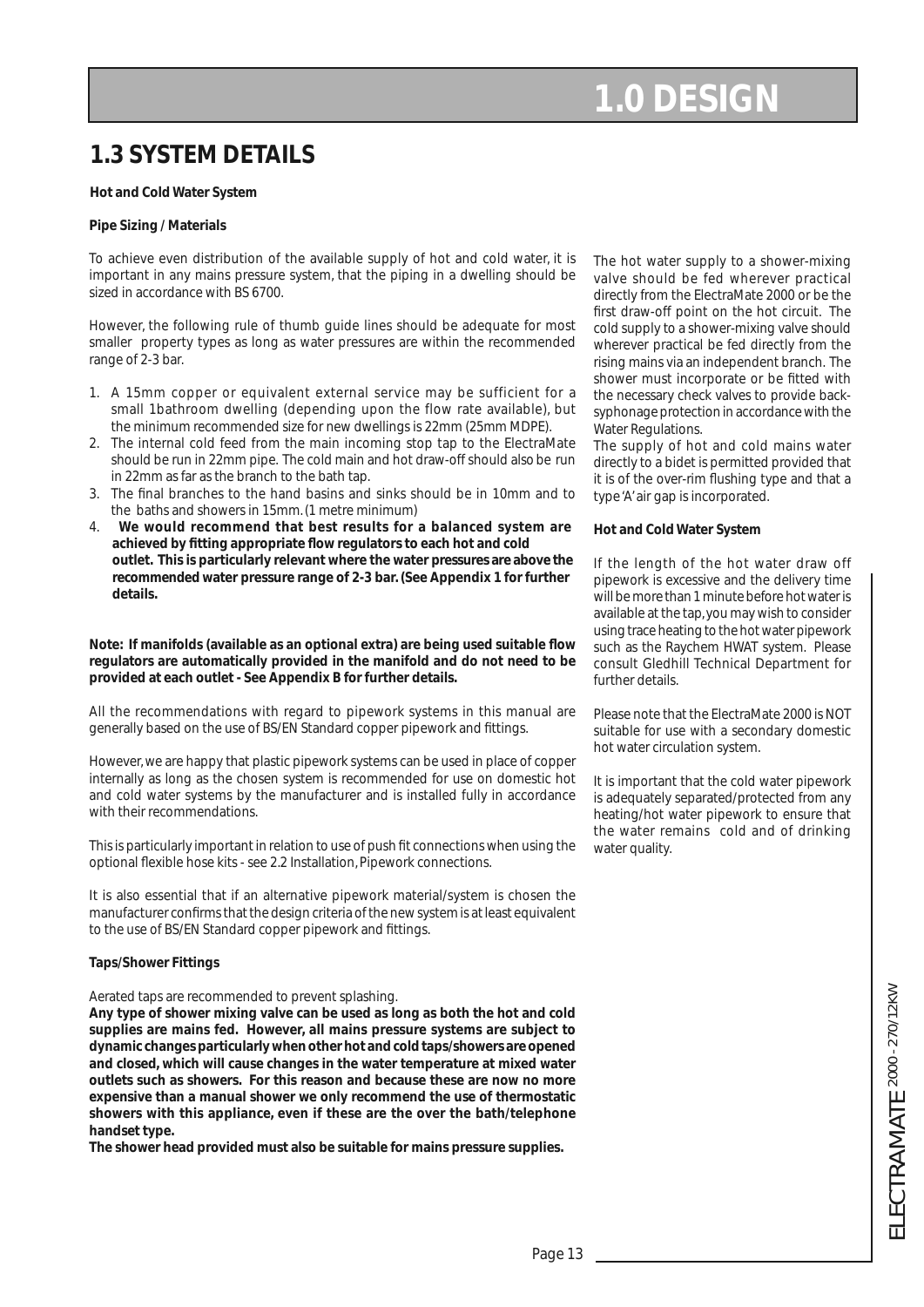# 1.0 DESIGN

## 1.3 SYSTEM DETAILS

**Hot and Cold Water System**

**Pipe Sizing / Materials**

To achieve even distribution of the available supply of hot and cold water, it is important in any mains pressure system, that the piping in a dwelling should be sized in accordance with BS 6700.

However, the following rule of thumb guide lines should be adequate for most smaller property types as long as water pressures are within the recommended range of 2-3 bar.

1. A 15mm copper or equivalent external service may be sufficient for a small 1bathroom dwelling (depending upon the flow rate available), but the minimum recommended size for new dwellings is 22mm (25mm MDPE).
2. The internal cold feed from the main incoming stop tap to the ElectraMate should be run in 22mm pipe. The cold main and hot draw-off should also be run in 22mm as far as the branch to the bath tap.
3. The final branches to the hand basins and sinks should be in 10mm and to the baths and showers in 15mm. (1 metre minimum)
4. **We would recommend that best results for a balanced system are achieved by fitting appropriate flow regulators to each hot and cold outlet. This is particularly relevant where the water pressures are above the recommended water pressure range of 2-3 bar. (See Appendix 1 for further details.**

**Note: If manifolds (available as an optional extra) are being used suitable flow regulators are automatically provided in the manifold and do not need to be provided at each outlet - See Appendix B for further details.**

All the recommendations with regard to pipework systems in this manual are generally based on the use of BS/EN Standard copper pipework and fittings.

However, we are happy that plastic pipework systems can be used in place of copper internally as long as the chosen system is recommended for use on domestic hot and cold water systems by the manufacturer and is installed fully in accordance with their recommendations.

This is particularly important in relation to use of push fit connections when using the optional flexible hose kits - see 2.2 Installation, Pipework connections.

It is also essential that if an alternative pipework material/system is chosen the manufacturer confirms that the design criteria of the new system is at least equivalent to the use of BS/EN Standard copper pipework and fittings.

**Taps/Shower Fittings**

Aerated taps are recommended to prevent splashing.

**Any type of shower mixing valve can be used as long as both the hot and cold supplies are mains fed. However, all mains pressure systems are subject to dynamic changes particularly when other hot and cold taps/showers are opened and closed, which will cause changes in the water temperature at mixed water outlets such as showers. For this reason and because these are now no more expensive than a manual shower we only recommend the use of thermostatic showers with this appliance, even if these are the over the bath/telephone handset type.**

**The shower head provided must also be suitable for mains pressure supplies.**

The hot water supply to a shower-mixing valve should be fed wherever practical directly from the ElectraMate 2000 or be the first draw-off point on the hot circuit. The cold supply to a shower-mixing valve should wherever practical be fed directly from the rising mains via an independent branch. The shower must incorporate or be fitted with the necessary check valves to provide back-syphonage protection in accordance with the Water Regulations.

The supply of hot and cold mains water directly to a bidet is permitted provided that it is of the over-rim flushing type and that a type 'A' air gap is incorporated.

**Hot and Cold Water System**

If the length of the hot water draw off pipework is excessive and the delivery time will be more than 1 minute before hot water is available at the tap, you may wish to consider using trace heating to the hot water pipework such as the Raychem HWAT system. Please consult Gledhill Technical Department for further details.

Please note that the ElectraMate 2000 is NOT suitable for use with a secondary domestic hot water circulation system.

It is important that the cold water pipework is adequately separated/protected from any heating/hot water pipework to ensure that the water remains cold and of drinking water quality.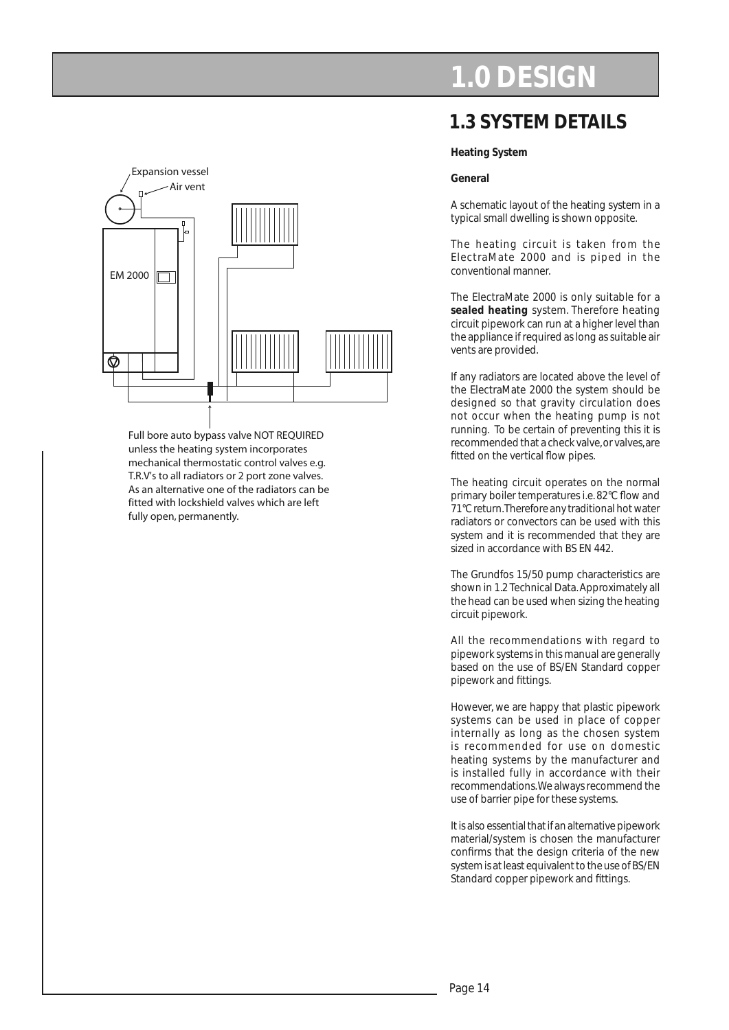# 1.0 DESIGN

## 1.3 SYSTEM DETAILS

Expansion vessel

Air vent

EM 2000

Full bore auto bypass valve NOT REQUIRED unless the heating system incorporates mechanical thermostatic control valves e.g. T.R.V's to all radiators or 2 port zone valves. As an alternative one of the radiators can be fitted with lockshield valves which are left fully open, permanently.

**Heating System**

**General**

A schematic layout of the heating system in a typical small dwelling is shown opposite.

The heating circuit is taken from the ElectraMate 2000 and is piped in the conventional manner.

The ElectraMate 2000 is only suitable for a **sealed heating** system. Therefore heating circuit pipework can run at a higher level than the appliance if required as long as suitable air vents are provided.

If any radiators are located above the level of the ElectraMate 2000 the system should be designed so that gravity circulation does not occur when the heating pump is not running. To be certain of preventing this it is recommended that a check valve, or valves, are fitted on the vertical flow pipes.

The heating circuit operates on the normal primary boiler temperatures i.e. 82°C flow and 71°C return. Therefore any traditional hot water radiators or convectors can be used with this system and it is recommended that they are sized in accordance with BS EN 442.

The Grundfos 15/50 pump characteristics are shown in 1.2 Technical Data. Approximately all the head can be used when sizing the heating circuit pipework.

All the recommendations with regard to pipework systems in this manual are generally based on the use of BS/EN Standard copper pipework and fittings.

However, we are happy that plastic pipework systems can be used in place of copper internally as long as the chosen system is recommended for use on domestic heating systems by the manufacturer and is installed fully in accordance with their recommendations. We always recommend the use of barrier pipe for these systems.

It is also essential that if an alternative pipework material/system is chosen the manufacturer confirms that the design criteria of the new system is at least equivalent to the use of BS/EN Standard copper pipework and fittings.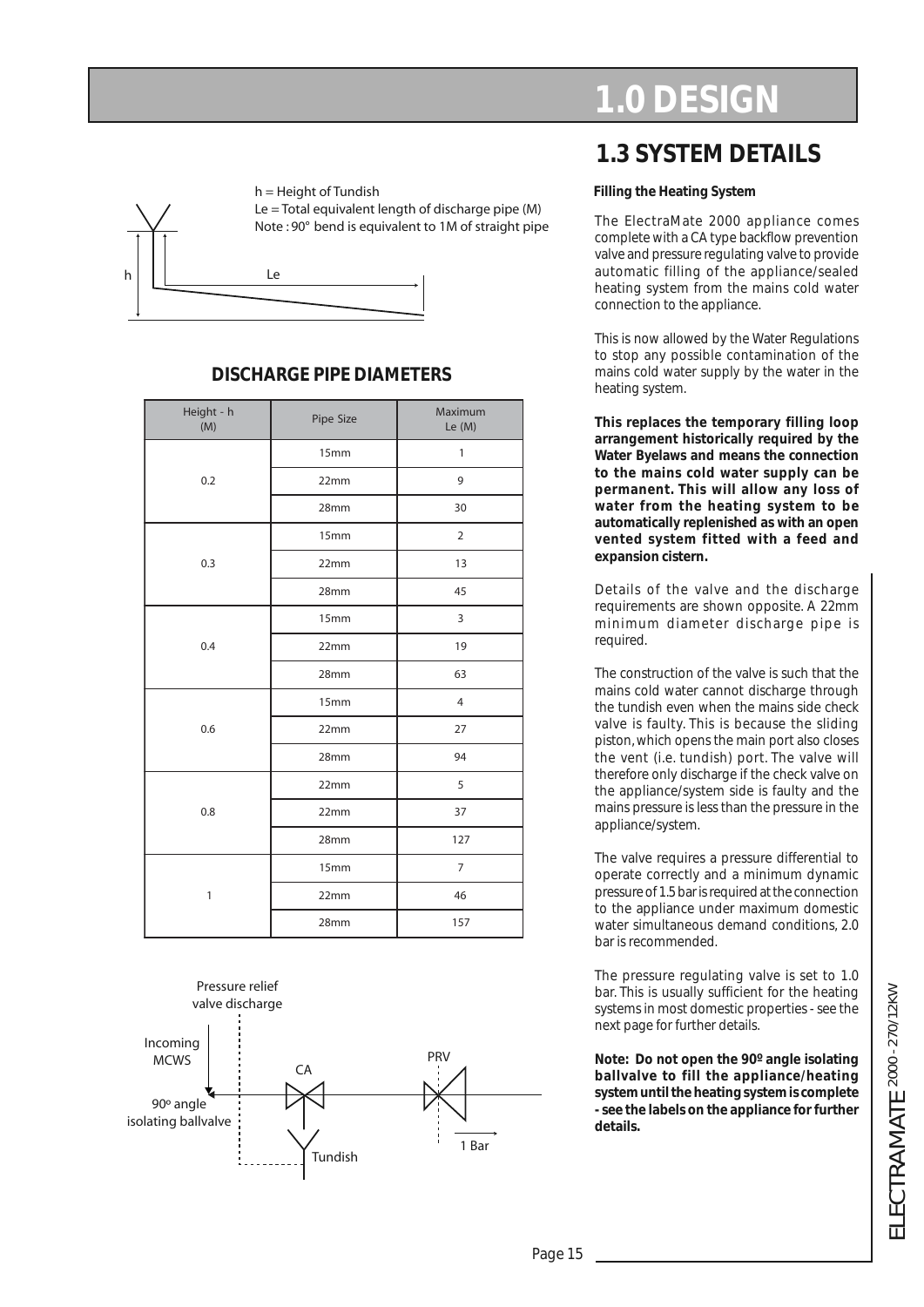# 1.0 DESIGN

## 1.3 SYSTEM DETAILS

h = Height of Tundish
Le = Total equivalent length of discharge pipe (M)
Note : 90° bend is equivalent to 1M of straight pipe

### DISCHARGE PIPE DIAMETERS

| Height - h (M) | Pipe Size | Maximum Le (M) |
|---|---|---|
| 0.2 | 15mm | 1 |
| | 22mm | 9 |
| | 28mm | 30 |
| 0.3 | 15mm | 2 |
| | 22mm | 13 |
| | 28mm | 45 |
| 0.4 | 15mm | 3 |
| | 22mm | 19 |
| | 28mm | 63 |
| 0.6 | 15mm | 4 |
| | 22mm | 27 |
| | 28mm | 94 |
| 0.8 | 22mm | 5 |
| | 22mm | 37 |
| | 28mm | 127 |
| 1 | 15mm | 7 |
| | 22mm | 46 |
| | 28mm | 157 |

Pressure relief valve discharge

Incoming MCWS

90º angle isolating ballvalve

CA

PRV

Tundish

1 Bar

**Filling the Heating System**

The ElectraMate 2000 appliance comes complete with a CA type backflow prevention valve and pressure regulating valve to provide automatic filling of the appliance/sealed heating system from the mains cold water connection to the appliance.

This is now allowed by the Water Regulations to stop any possible contamination of the mains cold water supply by the water in the heating system.

**This replaces the temporary filling loop arrangement historically required by the Water Byelaws and means the connection to the mains cold water supply can be permanent. This will allow any loss of water from the heating system to be automatically replenished as with an open vented system fitted with a feed and expansion cistern.**

Details of the valve and the discharge requirements are shown opposite. A 22mm minimum diameter discharge pipe is required.

The construction of the valve is such that the mains cold water cannot discharge through the tundish even when the mains side check valve is faulty. This is because the sliding piston, which opens the main port also closes the vent (i.e. tundish) port. The valve will therefore only discharge if the check valve on the appliance/system side is faulty and the mains pressure is less than the pressure in the appliance/system.

The valve requires a pressure differential to operate correctly and a minimum dynamic pressure of 1.5 bar is required at the connection to the appliance under maximum domestic water simultaneous demand conditions, 2.0 bar is recommended.

The pressure regulating valve is set to 1.0 bar. This is usually sufficient for the heating systems in most domestic properties - see the next page for further details.

**Note: Do not open the 90º angle isolating ballvalve to fill the appliance/heating system until the heating system is complete - see the labels on the appliance for further details.**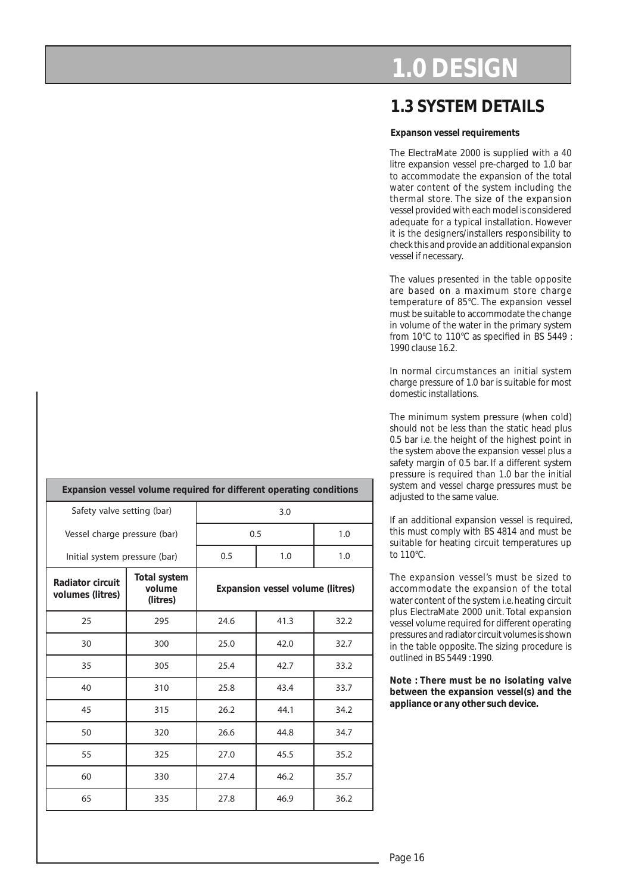# 1.0 DESIGN

## 1.3 SYSTEM DETAILS

**Expanson vessel requirements**

The ElectraMate 2000 is supplied with a 40 litre expansion vessel pre-charged to 1.0 bar to accommodate the expansion of the total water content of the system including the thermal store. The size of the expansion vessel provided with each model is considered adequate for a typical installation. However it is the designers/installers responsibility to check this and provide an additional expansion vessel if necessary.

The values presented in the table opposite are based on a maximum store charge temperature of 85°C. The expansion vessel must be suitable to accommodate the change in volume of the water in the primary system from 10°C to 110°C as specified in BS 5449 : 1990 clause 16.2.

In normal circumstances an initial system charge pressure of 1.0 bar is suitable for most domestic installations.

The minimum system pressure (when cold) should not be less than the static head plus 0.5 bar i.e. the height of the highest point in the system above the expansion vessel plus a safety margin of 0.5 bar. If a different system pressure is required than 1.0 bar the initial system and vessel charge pressures must be adjusted to the same value.

If an additional expansion vessel is required, this must comply with BS 4814 and must be suitable for heating circuit temperatures up to 110°C.

The expansion vessel's must be sized to accommodate the expansion of the total water content of the system i.e. heating circuit plus ElectraMate 2000 unit. Total expansion vessel volume required for different operating pressures and radiator circuit volumes is shown in the table opposite. The sizing procedure is outlined in BS 5449 : 1990.

**Note : There must be no isolating valve between the expansion vessel(s) and the appliance or any other such device.**

**Expansion vessel volume required for different operating conditions**

| Safety valve setting (bar) | | 3.0 | | |
|---|---|---|---|---|
| Vessel charge pressure (bar) | | 0.5 | | 1.0 |
| Initial system pressure (bar) | | 0.5 | 1.0 | 1.0 |
| **Radiator circuit volumes (litres)** | **Total system volume (litres)** | **Expansion vessel volume (litres)** | | |
| 25 | 295 | 24.6 | 41.3 | 32.2 |
| 30 | 300 | 25.0 | 42.0 | 32.7 |
| 35 | 305 | 25.4 | 42.7 | 33.2 |
| 40 | 310 | 25.8 | 43.4 | 33.7 |
| 45 | 315 | 26.2 | 44.1 | 34.2 |
| 50 | 320 | 26.6 | 44.8 | 34.7 |
| 55 | 325 | 27.0 | 45.5 | 35.2 |
| 60 | 330 | 27.4 | 46.2 | 35.7 |
| 65 | 335 | 27.8 | 46.9 | 36.2 |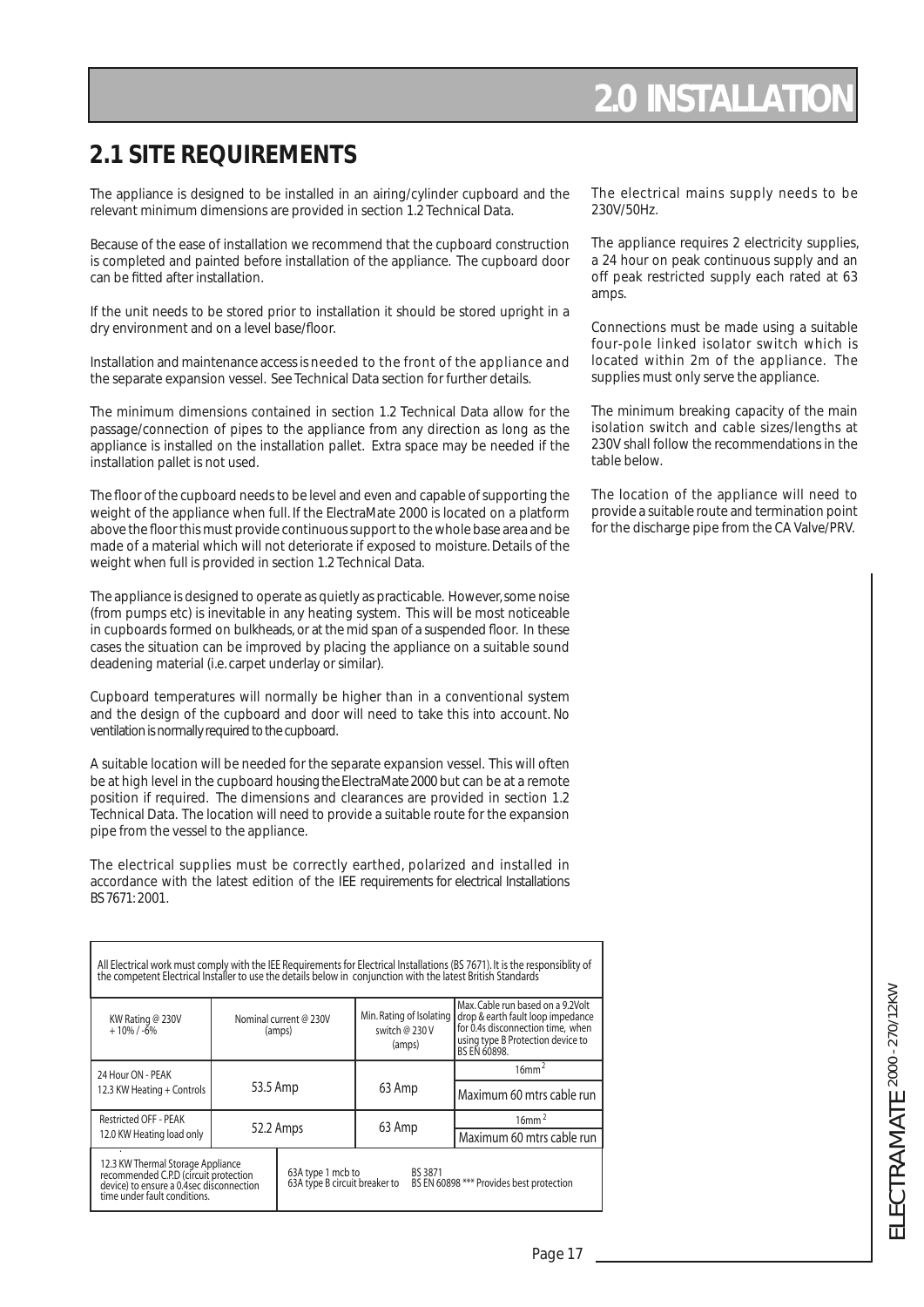# 2.0 INSTALLATION

## 2.1 SITE REQUIREMENTS

The appliance is designed to be installed in an airing/cylinder cupboard and the relevant minimum dimensions are provided in section 1.2 Technical Data.

Because of the ease of installation we recommend that the cupboard construction is completed and painted before installation of the appliance. The cupboard door can be fitted after installation.

If the unit needs to be stored prior to installation it should be stored upright in a dry environment and on a level base/floor.

Installation and maintenance access is needed to the front of the appliance and the separate expansion vessel. See Technical Data section for further details.

The minimum dimensions contained in section 1.2 Technical Data allow for the passage/connection of pipes to the appliance from any direction as long as the appliance is installed on the installation pallet. Extra space may be needed if the installation pallet is not used.

The floor of the cupboard needs to be level and even and capable of supporting the weight of the appliance when full. If the ElectraMate 2000 is located on a platform above the floor this must provide continuous support to the whole base area and be made of a material which will not deteriorate if exposed to moisture. Details of the weight when full is provided in section 1.2 Technical Data.

The appliance is designed to operate as quietly as practicable. However, some noise (from pumps etc) is inevitable in any heating system. This will be most noticeable in cupboards formed on bulkheads, or at the mid span of a suspended floor. In these cases the situation can be improved by placing the appliance on a suitable sound deadening material (i.e. carpet underlay or similar).

Cupboard temperatures will normally be higher than in a conventional system and the design of the cupboard and door will need to take this into account. No ventilation is normally required to the cupboard.

A suitable location will be needed for the separate expansion vessel. This will often be at high level in the cupboard housing the ElectraMate 2000 but can be at a remote position if required. The dimensions and clearances are provided in section 1.2 Technical Data. The location will need to provide a suitable route for the expansion pipe from the vessel to the appliance.

The electrical supplies must be correctly earthed, polarized and installed in accordance with the latest edition of the IEE requirements for electrical Installations BS 7671: 2001.

The electrical mains supply needs to be 230V/50Hz.

The appliance requires 2 electricity supplies, a 24 hour on peak continuous supply and an off peak restricted supply each rated at 63 amps.

Connections must be made using a suitable four-pole linked isolator switch which is located within 2m of the appliance. The supplies must only serve the appliance.

The minimum breaking capacity of the main isolation switch and cable sizes/lengths at 230V shall follow the recommendations in the table below.

The location of the appliance will need to provide a suitable route and termination point for the discharge pipe from the CA Valve/PRV.

All Electrical work must comply with the IEE Requirements for Electrical Installations (BS 7671). It is the responsiblity of the competent Electrical Installer to use the details below in conjunction with the latest British Standards

| KW Rating @ 230V + 10% / -6% | Nominal current @ 230V (amps) | Min. Rating of Isolating switch @ 230 V (amps) | Max. Cable run based on a 9.2Volt drop & earth fault loop impedance for 0.4s disconnection time, when using type B Protection device to BS EN 60898. |
|---|---|---|---|
| 24 Hour ON - PEAK 12.3 KW Heating + Controls | 53.5 Amp | 63 Amp | 16mm$^2$ Maximum 60 mtrs cable run |
| Restricted OFF - PEAK 12.0 KW Heating load only | 52.2 Amps | 63 Amp | 16mm$^2$ Maximum 60 mtrs cable run |
| 12.3 KW Thermal Storage Appliance recommended C.P.D (circuit protection device) to ensure a 0.4sec disconnection time under fault conditions. | 63A type 1 mcb to BS 3871<br>63A type B circuit breaker to BS EN 60898 *** Provides best protection | | |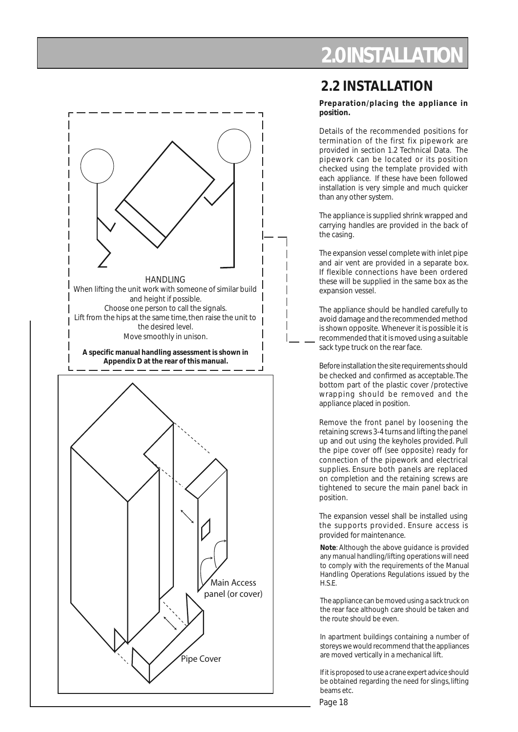# 2.0 INSTALLATION

HANDLING

When lifting the unit work with someone of similar build and height if possible.

Choose one person to call the signals.

Lift from the hips at the same time, then raise the unit to the desired level.

Move smoothly in unison.

**A specific manual handling assessment is shown in Appendix D at the rear of this manual.**

Main Access panel (or cover)

Pipe Cover

## 2.2 INSTALLATION

**Preparation/placing the appliance in position.**

Details of the recommended positions for termination of the first fix pipework are provided in section 1.2 Technical Data. The pipework can be located or its position checked using the template provided with each appliance. If these have been followed installation is very simple and much quicker than any other system.

The appliance is supplied shrink wrapped and carrying handles are provided in the back of the casing.

The expansion vessel complete with inlet pipe and air vent are provided in a separate box. If flexible connections have been ordered these will be supplied in the same box as the expansion vessel.

The appliance should be handled carefully to avoid damage and the recommended method is shown opposite. Whenever it is possible it is recommended that it is moved using a suitable sack type truck on the rear face.

Before installation the site requirements should be checked and confirmed as acceptable. The bottom part of the plastic cover /protective wrapping should be removed and the appliance placed in position.

Remove the front panel by loosening the retaining screws 3-4 turns and lifting the panel up and out using the keyholes provided. Pull the pipe cover off (see opposite) ready for connection of the pipework and electrical supplies. Ensure both panels are replaced on completion and the retaining screws are tightened to secure the main panel back in position.

The expansion vessel shall be installed using the supports provided. Ensure access is provided for maintenance.

**Note**: Although the above guidance is provided any manual handling/lifting operations will need to comply with the requirements of the Manual Handling Operations Regulations issued by the H.S.E.

The appliance can be moved using a sack truck on the rear face although care should be taken and the route should be even.

In apartment buildings containing a number of storeys we would recommend that the appliances are moved vertically in a mechanical lift.

If it is proposed to use a crane expert advice should be obtained regarding the need for slings, lifting beams etc.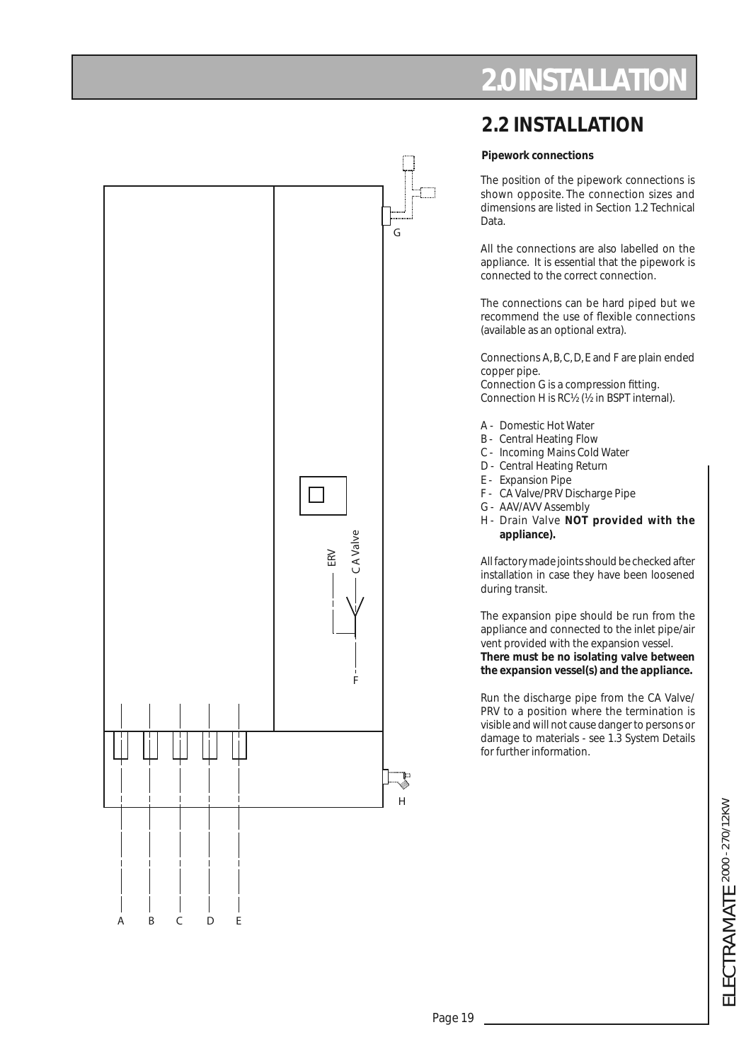# 2.0 INSTALLATION

## 2.2 INSTALLATION

**Pipework connections**

The position of the pipework connections is shown opposite. The connection sizes and dimensions are listed in Section 1.2 Technical Data.

All the connections are also labelled on the appliance. It is essential that the pipework is connected to the correct connection.

The connections can be hard piped but we recommend the use of flexible connections (available as an optional extra).

Connections A, B, C, D, E and F are plain ended copper pipe.
Connection G is a compression fitting.
Connection H is RC½ (½ in BSPT internal).

- A - Domestic Hot Water
- B - Central Heating Flow
- C - Incoming Mains Cold Water
- D - Central Heating Return
- E - Expansion Pipe
- F - CA Valve/PRV Discharge Pipe
- G - AAV/AVV Assembly
- H - Drain Valve **NOT provided with the appliance).**

All factory made joints should be checked after installation in case they have been loosened during transit.

The expansion pipe should be run from the appliance and connected to the inlet pipe/air vent provided with the expansion vessel.
**There must be no isolating valve between the expansion vessel(s) and the appliance.**

Run the discharge pipe from the CA Valve/PRV to a position where the termination is visible and will not cause danger to persons or damage to materials - see 1.3 System Details for further information.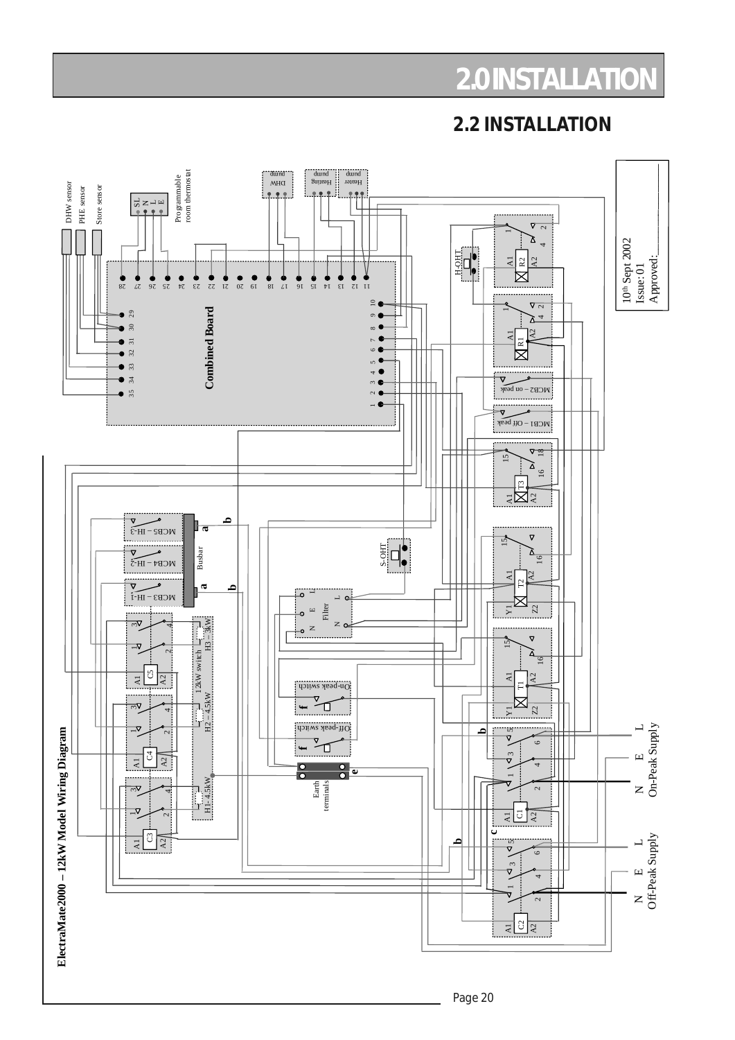## 2.2 INSTALLATION

**ElectraMate2000 – 12kW Model Wiring Diagram**

Combined Board

DHW sensor
PHE sensor
Store sensor

Programmable room thermostat

SL N L E

DHW pump
Heating pump
Heater pump

H-OHT

S-OHT

R1
R2

MCB1 – Off peak
MCB2 – on peak

T1
T2
T3

C1
C2
C3
C4
C5

MCB3 – IH-1
MCB4 – IH-2
MCB5 – IH-3

Busbar

Filter

On-peak switch
Off-peak switch

Earth terminals

H1- 4.5kW
H2 – 4.5kW
H3 – 3kW
12kW switch

N E L
On-Peak Supply

N E L
Off-Peak Supply

10th Sept 2002
Issue: 01
Approved:\_\_\_\_\_\_\_\_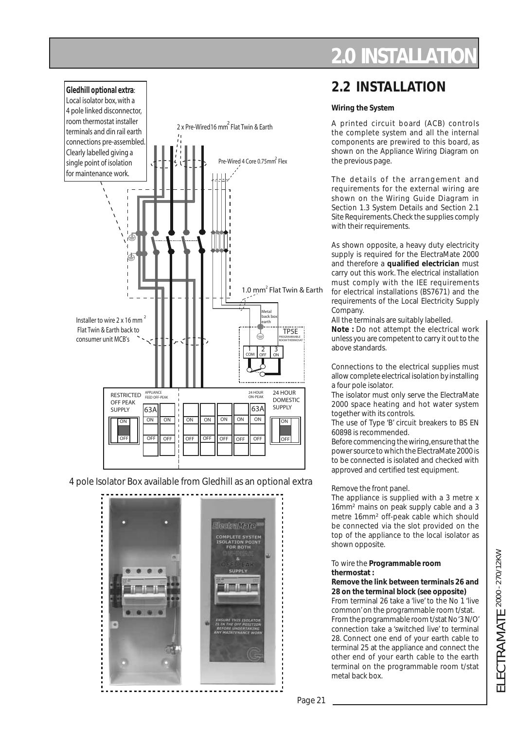# 2.0 INSTALLATION

Gledhill optional extra: Local isolator box, with a 4 pole linked disconnector, room thermostat installer terminals and din rail earth connections pre-assembled. Clearly labelled giving a single point of isolation for maintenance work.

4 pole Isolator Box available from Gledhill as an optional extra

## 2.2 INSTALLATION

**Wiring the System**

A printed circuit board (ACB) controls the complete system and all the internal components are prewired to this board, as shown on the Appliance Wiring Diagram on the previous page.

The details of the arrangement and requirements for the external wiring are shown on the Wiring Guide Diagram in Section 1.3 System Details and Section 2.1 Site Requirements. Check the supplies comply with their requirements.

As shown opposite, a heavy duty electricity supply is required for the ElectraMate 2000 and therefore a **qualified electrician** must carry out this work. The electrical installation must comply with the IEE requirements for electrical installations (BS7671) and the requirements of the Local Electricity Supply Company.

All the terminals are suitably labelled.

**Note :** Do not attempt the electrical work unless you are competent to carry it out to the above standards.

Connections to the electrical supplies must allow complete electrical isolation by installing a four pole isolator.

The isolator must only serve the ElectraMate 2000 space heating and hot water system together with its controls.

The use of Type 'B' circuit breakers to BS EN 60898 is recommended.

Before commencing the wiring, ensure that the power source to which the ElectraMate 2000 is to be connected is isolated and checked with approved and certified test equipment.

Remove the front panel.

The appliance is supplied with a 3 metre x 16mm² mains on peak supply cable and a 3 metre 16mm² off-peak cable which should be connected via the slot provided on the top of the appliance to the local isolator as shown opposite.

To wire the **Programmable room thermostat :**

**Remove the link between terminals 26 and 28 on the terminal block (see opposite)**

From terminal 26 take a 'live' to the No 1 'live common' on the programmable room t/stat.

From the programmable room t/stat No '3 N/O' connection take a 'switched live' to terminal 28. Connect one end of your earth cable to terminal 25 at the appliance and connect the other end of your earth cable to the earth terminal on the programmable room t/stat metal back box.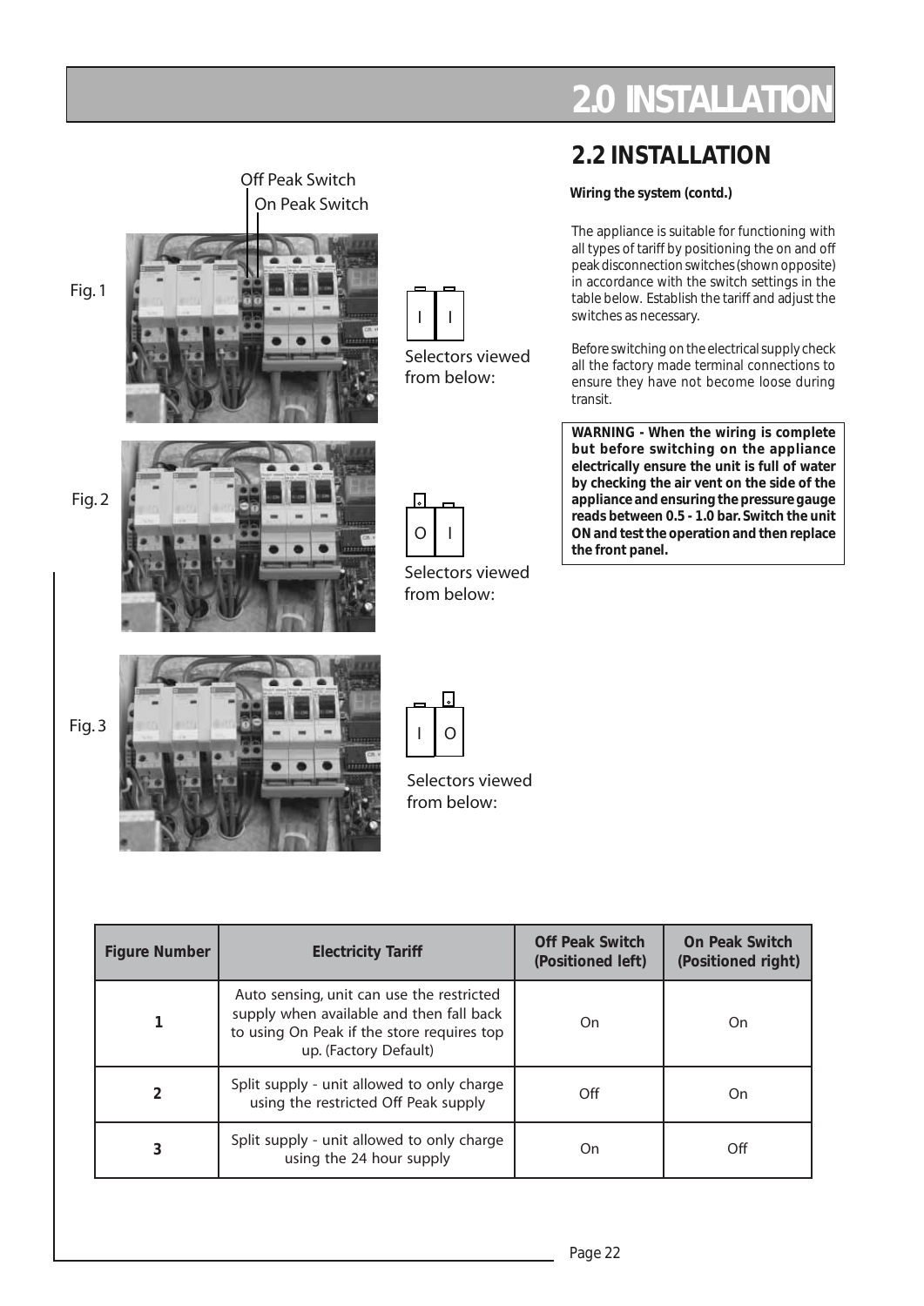# 2.0 INSTALLATION

Off Peak Switch

On Peak Switch

Fig. 1

I | I

Selectors viewed from below:

Fig. 2

O | I

Selectors viewed from below:

Fig. 3

I | O

Selectors viewed from below:

## 2.2 INSTALLATION

**Wiring the system (contd.)**

The appliance is suitable for functioning with all types of tariff by positioning the on and off peak disconnection switches (shown opposite) in accordance with the switch settings in the table below. Establish the tariff and adjust the switches as necessary.

Before switching on the electrical supply check all the factory made terminal connections to ensure they have not become loose during transit.

**WARNING - When the wiring is complete but before switching on the appliance electrically ensure the unit is full of water by checking the air vent on the side of the appliance and ensuring the pressure gauge reads between 0.5 - 1.0 bar. Switch the unit ON and test the operation and then replace the front panel.**

| Figure Number | Electricity Tariff | Off Peak Switch (Positioned left) | On Peak Switch (Positioned right) |
|---|---|---|---|
| **1** | Auto sensing, unit can use the restricted supply when available and then fall back to using On Peak if the store requires top up. (Factory Default) | On | On |
| **2** | Split supply - unit allowed to only charge using the restricted Off Peak supply | Off | On |
| **3** | Split supply - unit allowed to only charge using the 24 hour supply | On | Off |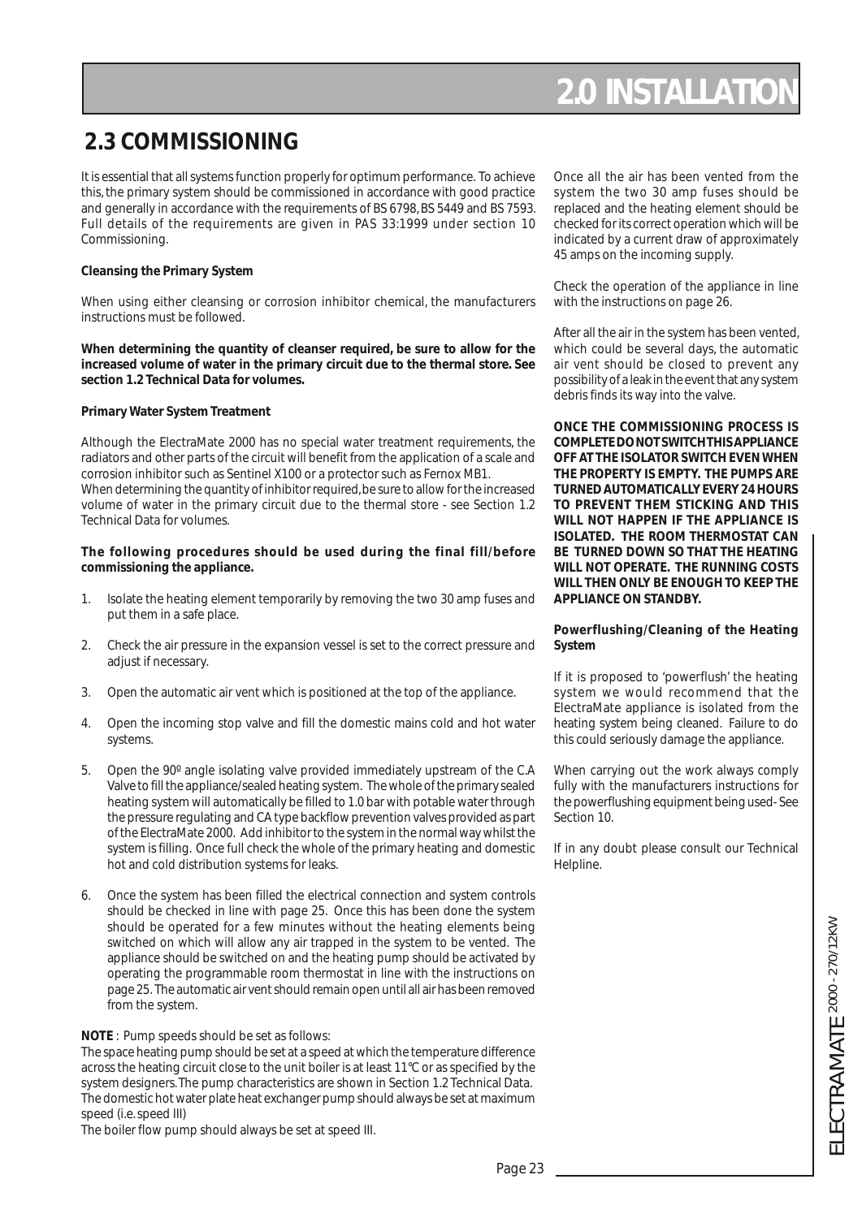## 2.3 COMMISSIONING

It is essential that all systems function properly for optimum performance. To achieve this, the primary system should be commissioned in accordance with good practice and generally in accordance with the requirements of BS 6798, BS 5449 and BS 7593. Full details of the requirements are given in PAS 33:1999 under section 10 Commissioning.

**Cleansing the Primary System**

When using either cleansing or corrosion inhibitor chemical, the manufacturers instructions must be followed.

**When determining the quantity of cleanser required, be sure to allow for the increased volume of water in the primary circuit due to the thermal store. See section 1.2 Technical Data for volumes.**

**Primary Water System Treatment**

Although the ElectraMate 2000 has no special water treatment requirements, the radiators and other parts of the circuit will benefit from the application of a scale and corrosion inhibitor such as Sentinel X100 or a protector such as Fernox MB1.
When determining the quantity of inhibitor required, be sure to allow for the increased volume of water in the primary circuit due to the thermal store - see Section 1.2 Technical Data for volumes.

**The following procedures should be used during the final fill/before commissioning the appliance.**

1. Isolate the heating element temporarily by removing the two 30 amp fuses and put them in a safe place.
2. Check the air pressure in the expansion vessel is set to the correct pressure and adjust if necessary.
3. Open the automatic air vent which is positioned at the top of the appliance.
4. Open the incoming stop valve and fill the domestic mains cold and hot water systems.
5. Open the 90º angle isolating valve provided immediately upstream of the C.A Valve to fill the appliance/sealed heating system. The whole of the primary sealed heating system will automatically be filled to 1.0 bar with potable water through the pressure regulating and CA type backflow prevention valves provided as part of the ElectraMate 2000. Add inhibitor to the system in the normal way whilst the system is filling. Once full check the whole of the primary heating and domestic hot and cold distribution systems for leaks.
6. Once the system has been filled the electrical connection and system controls should be checked in line with page 25. Once this has been done the system should be operated for a few minutes without the heating elements being switched on which will allow any air trapped in the system to be vented. The appliance should be switched on and the heating pump should be activated by operating the programmable room thermostat in line with the instructions on page 25. The automatic air vent should remain open until all air has been removed from the system.

**NOTE** : Pump speeds should be set as follows:
The space heating pump should be set at a speed at which the temperature difference across the heating circuit close to the unit boiler is at least 11°C or as specified by the system designers. The pump characteristics are shown in Section 1.2 Technical Data.
The domestic hot water plate heat exchanger pump should always be set at maximum speed (i.e. speed III)
The boiler flow pump should always be set at speed III.

Once all the air has been vented from the system the two 30 amp fuses should be replaced and the heating element should be checked for its correct operation which will be indicated by a current draw of approximately 45 amps on the incoming supply.

Check the operation of the appliance in line with the instructions on page 26.

After all the air in the system has been vented, which could be several days, the automatic air vent should be closed to prevent any possibility of a leak in the event that any system debris finds its way into the valve.

**ONCE THE COMMISSIONING PROCESS IS COMPLETE DO NOT SWITCH THIS APPLIANCE OFF AT THE ISOLATOR SWITCH EVEN WHEN THE PROPERTY IS EMPTY. THE PUMPS ARE TURNED AUTOMATICALLY EVERY 24 HOURS TO PREVENT THEM STICKING AND THIS WILL NOT HAPPEN IF THE APPLIANCE IS ISOLATED. THE ROOM THERMOSTAT CAN BE TURNED DOWN SO THAT THE HEATING WILL NOT OPERATE. THE RUNNING COSTS WILL THEN ONLY BE ENOUGH TO KEEP THE APPLIANCE ON STANDBY.**

**Powerflushing/Cleaning of the Heating System**

If it is proposed to 'powerflush' the heating system we would recommend that the ElectraMate appliance is isolated from the heating system being cleaned. Failure to do this could seriously damage the appliance.

When carrying out the work always comply fully with the manufacturers instructions for the powerflushing equipment being used- See Section 10.

If in any doubt please consult our Technical Helpline.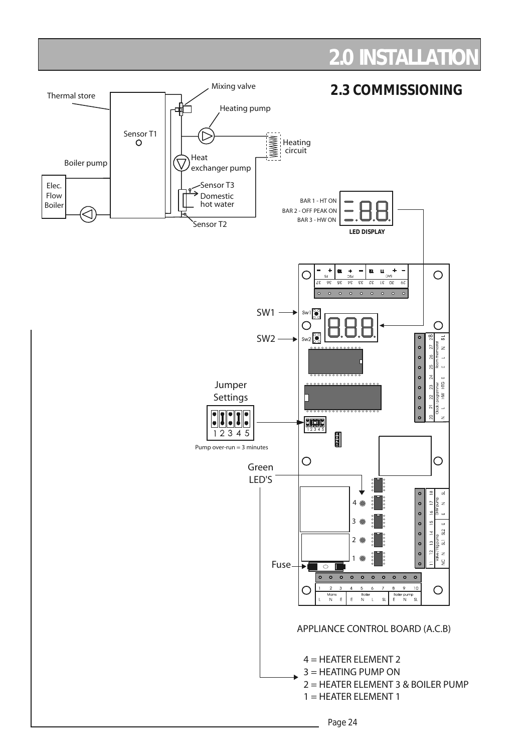# 2.0 INSTALLATION

## 2.3 COMMISSIONING

Thermal store

Mixing valve

Heating pump

Sensor T1

Heating circuit

Boiler pump

Heat exchanger pump

Elec. Flow Boiler

Sensor T3

Domestic hot water

Sensor T2

BAR 1 - HT ON
BAR 2 - OFF PEAK ON
BAR 3 - HW ON

LED DISPLAY

SW1

SW2

Jumper Settings

1 2 3 4 5

Pump over-run = 3 minutes

Green LED'S

Fuse

APPLIANCE CONTROL BOARD (A.C.B)

- 4 = HEATER ELEMENT 2
- 3 = HEATING PUMP ON
- 2 = HEATER ELEMENT 3 & BOILER PUMP
- 1 = HEATER ELEMENT 1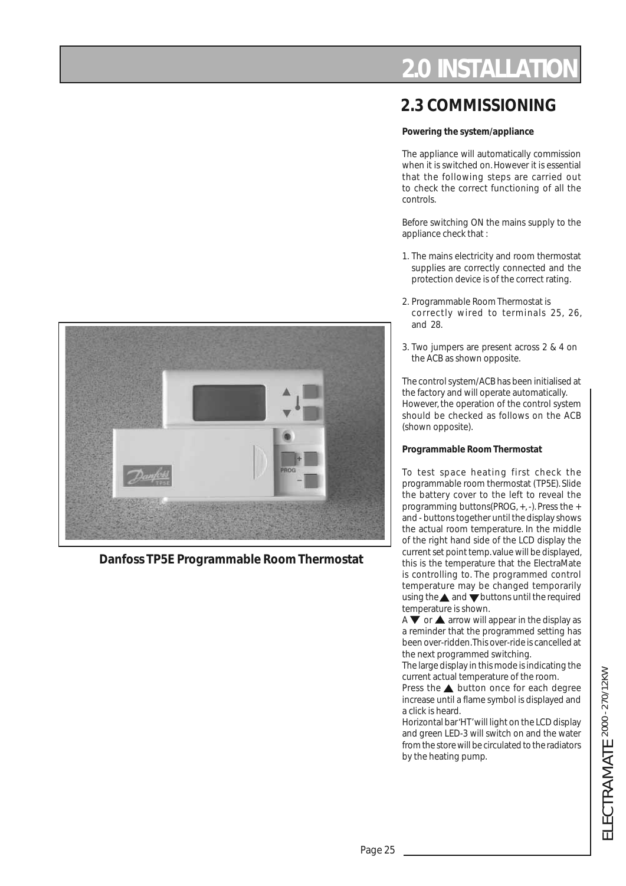# 2.0 INSTALLATION

## 2.3 COMMISSIONING

**Powering the system/appliance**

The appliance will automatically commission when it is switched on. However it is essential that the following steps are carried out to check the correct functioning of all the controls.

Before switching ON the mains supply to the appliance check that :

1. The mains electricity and room thermostat supplies are correctly connected and the protection device is of the correct rating.
2. Programmable Room Thermostat is correctly wired to terminals 25, 26, and 28.
3. Two jumpers are present across 2 & 4 on the ACB as shown opposite.

The control system/ACB has been initialised at the factory and will operate automatically. However, the operation of the control system should be checked as follows on the ACB (shown opposite).

**Programmable Room Thermostat**

To test space heating first check the programmable room thermostat (TP5E). Slide the battery cover to the left to reveal the programming buttons(PROG, +, -). Press the + and - buttons together until the display shows the actual room temperature. In the middle of the right hand side of the LCD display the current set point temp. value will be displayed, this is the temperature that the ElectraMate is controlling to. The programmed control temperature may be changed temporarily using the ▲ and ▼ buttons until the required temperature is shown.

A ▼ or ▲ arrow will appear in the display as a reminder that the programmed setting has been over-ridden. This over-ride is cancelled at the next programmed switching.

The large display in this mode is indicating the current actual temperature of the room.

Press the ▲ button once for each degree increase until a flame symbol is displayed and a click is heard.

Horizontal bar 'HT' will light on the LCD display and green LED-3 will switch on and the water from the store will be circulated to the radiators by the heating pump.

**Danfoss TP5E Programmable Room Thermostat**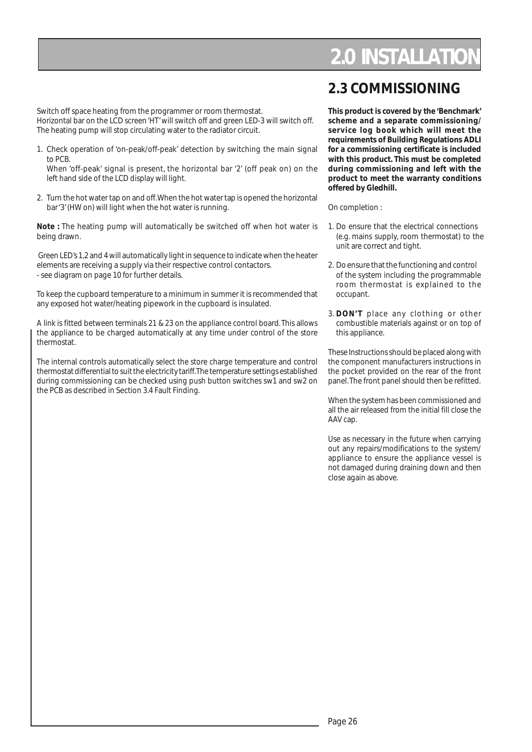# 2.0 INSTALLATION

Switch off space heating from the programmer or room thermostat.
Horizontal bar on the LCD screen 'HT' will switch off and green LED-3 will switch off.
The heating pump will stop circulating water to the radiator circuit.

1. Check operation of 'on-peak/off-peak' detection by switching the main signal to PCB.
   When 'off-peak' signal is present, the horizontal bar '2' (off peak on) on the left hand side of the LCD display will light.

2. Turn the hot water tap on and off. When the hot water tap is opened the horizontal bar '3' (HW on) will light when the hot water is running.

**Note :** The heating pump will automatically be switched off when hot water is being drawn.

Green LED's 1,2 and 4 will automatically light in sequence to indicate when the heater elements are receiving a supply via their respective control contactors.
- see diagram on page 10 for further details.

To keep the cupboard temperature to a minimum in summer it is recommended that any exposed hot water/heating pipework in the cupboard is insulated.

A link is fitted between terminals 21 & 23 on the appliance control board. This allows the appliance to be charged automatically at any time under control of the store thermostat.

The internal controls automatically select the store charge temperature and control thermostat differential to suit the electricity tariff. The temperature settings established during commissioning can be checked using push button switches sw1 and sw2 on the PCB as described in Section 3.4 Fault Finding.

## 2.3 COMMISSIONING

**This product is covered by the 'Benchmark' scheme and a separate commissioning/ service log book which will meet the requirements of Building Regulations ADLI for a commissioning certificate is included with this product. This must be completed during commissioning and left with the product to meet the warranty conditions offered by Gledhill.**

On completion :

1. Do ensure that the electrical connections (e.g. mains supply, room thermostat) to the unit are correct and tight.

2. Do ensure that the functioning and control of the system including the programmable room thermostat is explained to the occupant.

3. **DON'T** place any clothing or other combustible materials against or on top of this appliance.

These Instructions should be placed along with the component manufacturers instructions in the pocket provided on the rear of the front panel. The front panel should then be refitted.

When the system has been commissioned and all the air released from the initial fill close the AAV cap.

Use as necessary in the future when carrying out any repairs/modifications to the system/ appliance to ensure the appliance vessel is not damaged during draining down and then close again as above.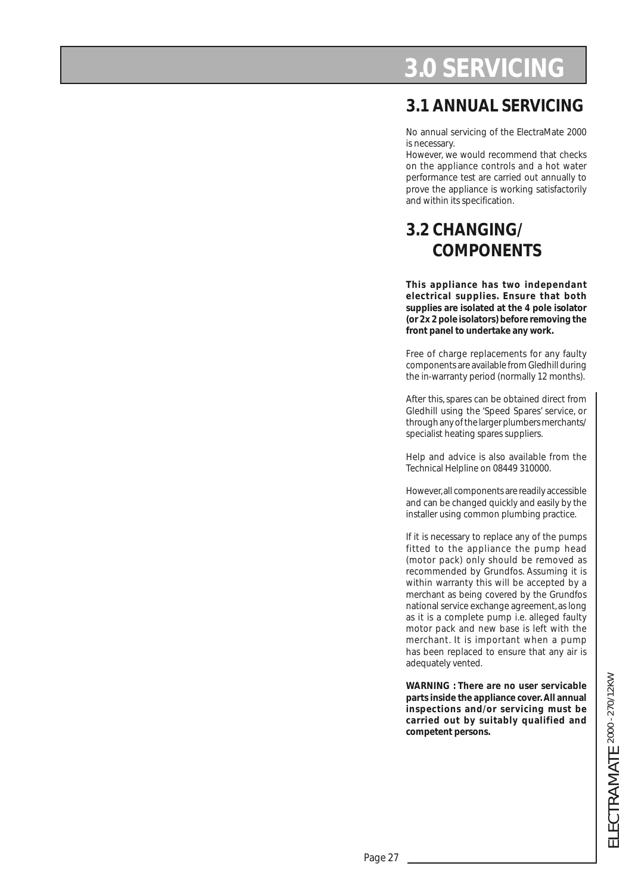# 3.0 SERVICING

## 3.1 ANNUAL SERVICING

No annual servicing of the ElectraMate 2000 is necessary.

However, we would recommend that checks on the appliance controls and a hot water performance test are carried out annually to prove the appliance is working satisfactorily and within its specification.

## 3.2 CHANGING/ COMPONENTS

**This appliance has two independant electrical supplies. Ensure that both supplies are isolated at the 4 pole isolator (or 2x 2 pole isolators) before removing the front panel to undertake any work.**

Free of charge replacements for any faulty components are available from Gledhill during the in-warranty period (normally 12 months).

After this, spares can be obtained direct from Gledhill using the 'Speed Spares' service, or through any of the larger plumbers merchants/ specialist heating spares suppliers.

Help and advice is also available from the Technical Helpline on 08449 310000.

However, all components are readily accessible and can be changed quickly and easily by the installer using common plumbing practice.

If it is necessary to replace any of the pumps fitted to the appliance the pump head (motor pack) only should be removed as recommended by Grundfos. Assuming it is within warranty this will be accepted by a merchant as being covered by the Grundfos national service exchange agreement, as long as it is a complete pump i.e. alleged faulty motor pack and new base is left with the merchant. It is important when a pump has been replaced to ensure that any air is adequately vented.

**WARNING : There are no user servicable parts inside the appliance cover. All annual inspections and/or servicing must be carried out by suitably qualified and competent persons.**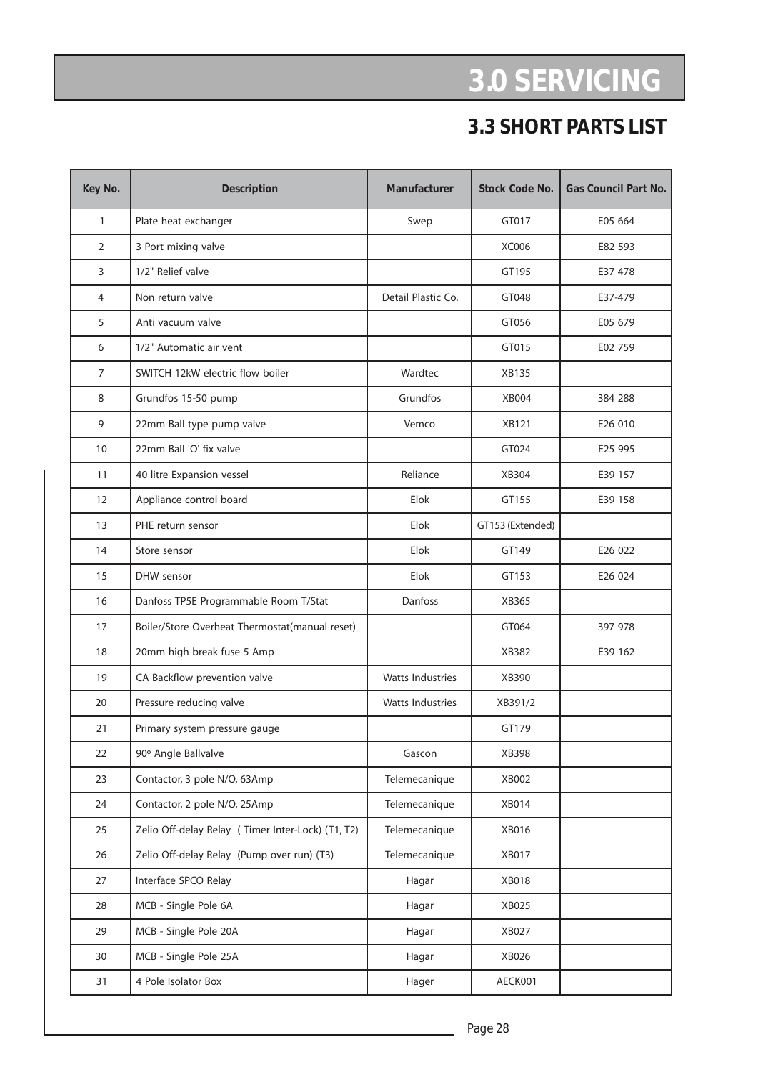# 3.0 SERVICING

## 3.3 SHORT PARTS LIST

| Key No. | Description | Manufacturer | Stock Code No. | Gas Council Part No. |
|---|---|---|---|---|
| 1 | Plate heat exchanger | Swep | GT017 | E05 664 |
| 2 | 3 Port mixing valve | | XC006 | E82 593 |
| 3 | 1/2" Relief valve | | GT195 | E37 478 |
| 4 | Non return valve | Detail Plastic Co. | GT048 | E37-479 |
| 5 | Anti vacuum valve | | GT056 | E05 679 |
| 6 | 1/2" Automatic air vent | | GT015 | E02 759 |
| 7 | SWITCH 12kW electric flow boiler | Wardtec | XB135 | |
| 8 | Grundfos 15-50 pump | Grundfos | XB004 | 384 288 |
| 9 | 22mm Ball type pump valve | Vemco | XB121 | E26 010 |
| 10 | 22mm Ball 'O' fix valve | | GT024 | E25 995 |
| 11 | 40 litre Expansion vessel | Reliance | XB304 | E39 157 |
| 12 | Appliance control board | Elok | GT155 | E39 158 |
| 13 | PHE return sensor | Elok | GT153 (Extended) | |
| 14 | Store sensor | Elok | GT149 | E26 022 |
| 15 | DHW sensor | Elok | GT153 | E26 024 |
| 16 | Danfoss TP5E Programmable Room T/Stat | Danfoss | XB365 | |
| 17 | Boiler/Store Overheat Thermostat(manual reset) | | GT064 | 397 978 |
| 18 | 20mm high break fuse 5 Amp | | XB382 | E39 162 |
| 19 | CA Backflow prevention valve | Watts Industries | XB390 | |
| 20 | Pressure reducing valve | Watts Industries | XB391/2 | |
| 21 | Primary system pressure gauge | | GT179 | |
| 22 | 90º Angle Ballvalve | Gascon | XB398 | |
| 23 | Contactor, 3 pole N/O, 63Amp | Telemecanique | XB002 | |
| 24 | Contactor, 2 pole N/O, 25Amp | Telemecanique | XB014 | |
| 25 | Zelio Off-delay Relay ( Timer Inter-Lock) (T1, T2) | Telemecanique | XB016 | |
| 26 | Zelio Off-delay Relay (Pump over run) (T3) | Telemecanique | XB017 | |
| 27 | Interface SPCO Relay | Hagar | XB018 | |
| 28 | MCB - Single Pole 6A | Hagar | XB025 | |
| 29 | MCB - Single Pole 20A | Hagar | XB027 | |
| 30 | MCB - Single Pole 25A | Hagar | XB026 | |
| 31 | 4 Pole Isolator Box | Hager | AECK001 | |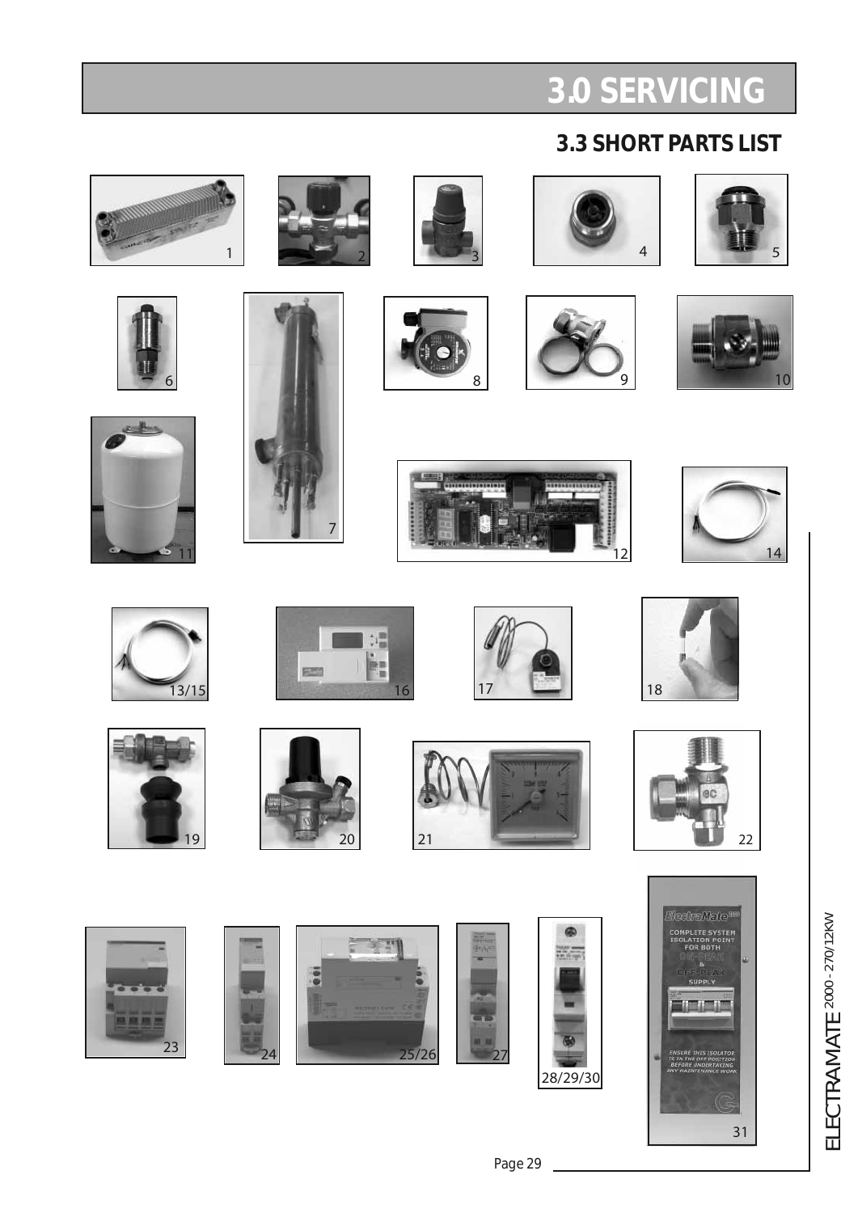# 3.0 SERVICING

## 3.3 SHORT PARTS LIST

1

2

3

4

5

6

7

8

9

10

11

12

14

13/15

16

17

18

19

20

21

22

23

24

25/26

27

28/29/30

31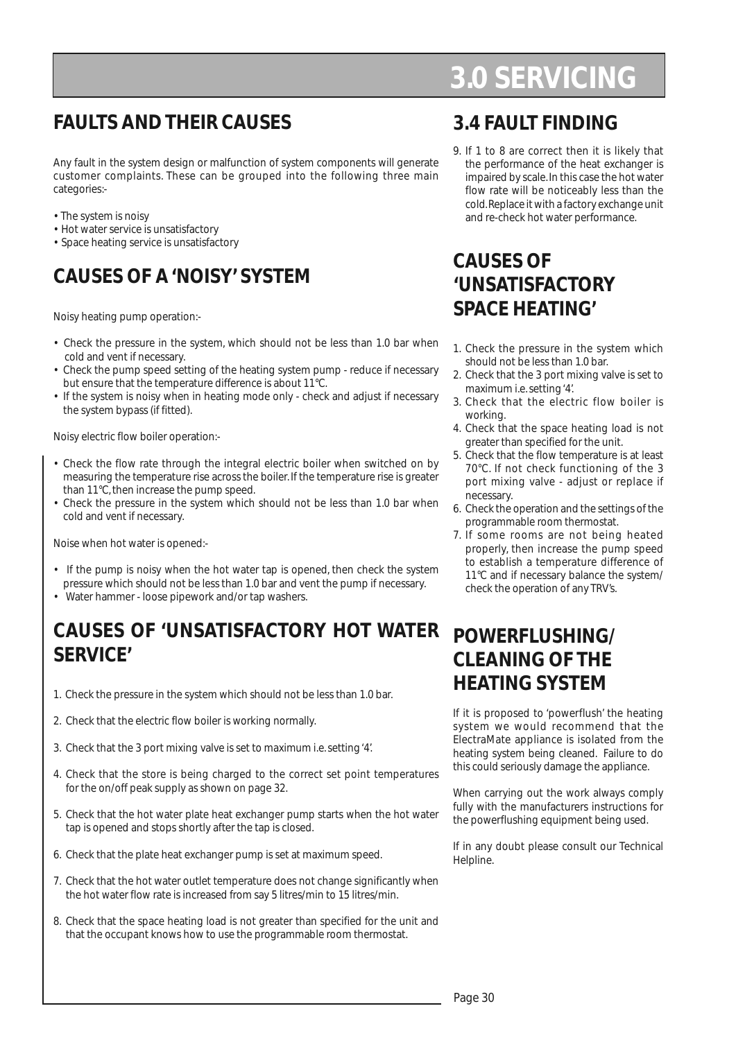# 3.0 SERVICING

## FAULTS AND THEIR CAUSES

Any fault in the system design or malfunction of system components will generate customer complaints. These can be grouped into the following three main categories:-

- The system is noisy
- Hot water service is unsatisfactory
- Space heating service is unsatisfactory

## CAUSES OF A 'NOISY' SYSTEM

Noisy heating pump operation:-

- Check the pressure in the system, which should not be less than 1.0 bar when cold and vent if necessary.
- Check the pump speed setting of the heating system pump - reduce if necessary but ensure that the temperature difference is about 11°C.
- If the system is noisy when in heating mode only - check and adjust if necessary the system bypass (if fitted).

Noisy electric flow boiler operation:-

- Check the flow rate through the integral electric boiler when switched on by measuring the temperature rise across the boiler. If the temperature rise is greater than 11°C, then increase the pump speed.
- Check the pressure in the system which should not be less than 1.0 bar when cold and vent if necessary.

Noise when hot water is opened:-

- If the pump is noisy when the hot water tap is opened, then check the system pressure which should not be less than 1.0 bar and vent the pump if necessary.
- Water hammer - loose pipework and/or tap washers.

## CAUSES OF 'UNSATISFACTORY HOT WATER SERVICE'

1. Check the pressure in the system which should not be less than 1.0 bar.
2. Check that the electric flow boiler is working normally.
3. Check that the 3 port mixing valve is set to maximum i.e. setting '4'.
4. Check that the store is being charged to the correct set point temperatures for the on/off peak supply as shown on page 32.
5. Check that the hot water plate heat exchanger pump starts when the hot water tap is opened and stops shortly after the tap is closed.
6. Check that the plate heat exchanger pump is set at maximum speed.
7. Check that the hot water outlet temperature does not change significantly when the hot water flow rate is increased from say 5 litres/min to 15 litres/min.
8. Check that the space heating load is not greater than specified for the unit and that the occupant knows how to use the programmable room thermostat.

## 3.4 FAULT FINDING

9. If 1 to 8 are correct then it is likely that the performance of the heat exchanger is impaired by scale. In this case the hot water flow rate will be noticeably less than the cold. Replace it with a factory exchange unit and re-check hot water performance.

## CAUSES OF 'UNSATISFACTORY SPACE HEATING'

1. Check the pressure in the system which should not be less than 1.0 bar.
2. Check that the 3 port mixing valve is set to maximum i.e. setting '4'.
3. Check that the electric flow boiler is working.
4. Check that the space heating load is not greater than specified for the unit.
5. Check that the flow temperature is at least 70°C. If not check functioning of the 3 port mixing valve - adjust or replace if necessary.
6. Check the operation and the settings of the programmable room thermostat.
7. If some rooms are not being heated properly, then increase the pump speed to establish a temperature difference of 11°C and if necessary balance the system/ check the operation of any TRV's.

## POWERFLUSHING/ CLEANING OF THE HEATING SYSTEM

If it is proposed to 'powerflush' the heating system we would recommend that the ElectraMate appliance is isolated from the heating system being cleaned. Failure to do this could seriously damage the appliance.

When carrying out the work always comply fully with the manufacturers instructions for the powerflushing equipment being used.

If in any doubt please consult our Technical Helpline.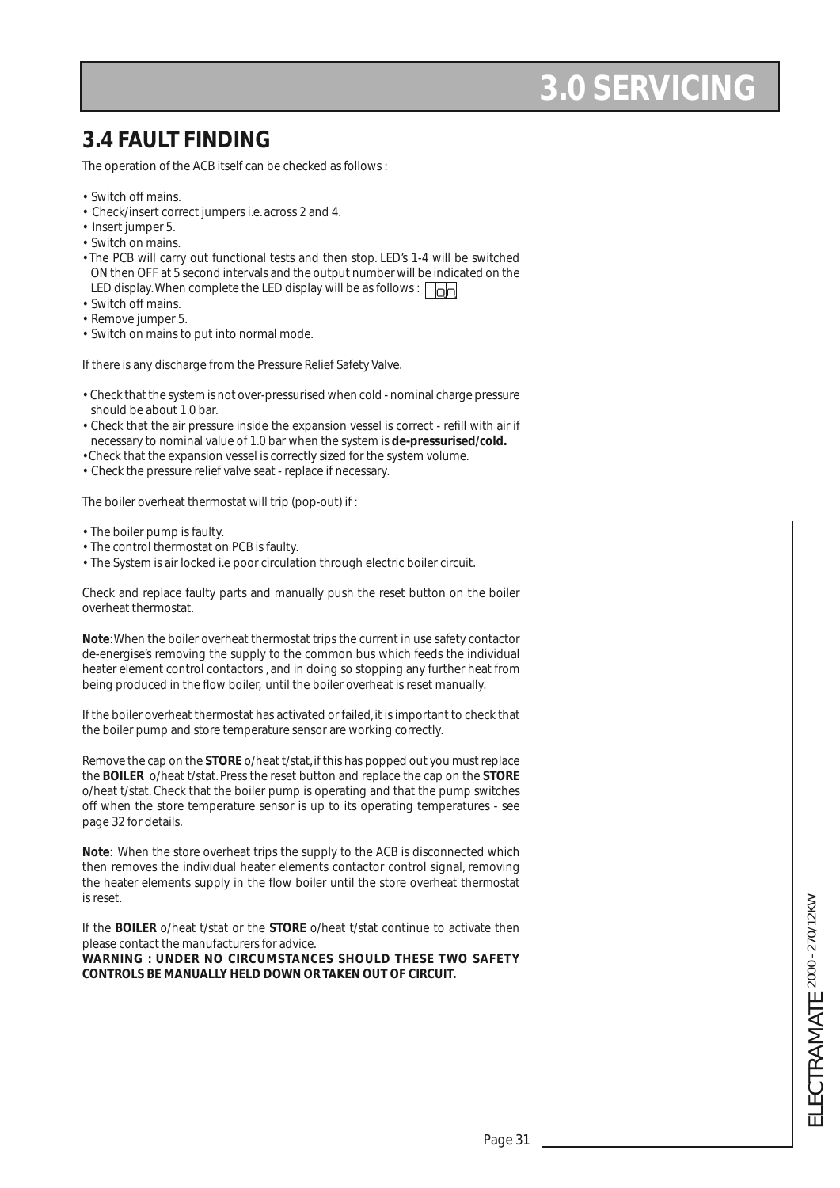# 3.0 SERVICING

## 3.4 FAULT FINDING

The operation of the ACB itself can be checked as follows :

- Switch off mains.
- Check/insert correct jumpers i.e. across 2 and 4.
- Insert jumper 5.
- Switch on mains.
- The PCB will carry out functional tests and then stop. LED's 1-4 will be switched ON then OFF at 5 second intervals and the output number will be indicated on the LED display. When complete the LED display will be as follows : on
- Switch off mains.
- Remove jumper 5.
- Switch on mains to put into normal mode.

If there is any discharge from the Pressure Relief Safety Valve.

- Check that the system is not over-pressurised when cold - nominal charge pressure should be about 1.0 bar.
- Check that the air pressure inside the expansion vessel is correct - refill with air if necessary to nominal value of 1.0 bar when the system is **de-pressurised/cold.**
- Check that the expansion vessel is correctly sized for the system volume.
- Check the pressure relief valve seat - replace if necessary.

The boiler overheat thermostat will trip (pop-out) if :

- The boiler pump is faulty.
- The control thermostat on PCB is faulty.
- The System is air locked i.e poor circulation through electric boiler circuit.

Check and replace faulty parts and manually push the reset button on the boiler overheat thermostat.

**Note**: When the boiler overheat thermostat trips the current in use safety contactor de-energise's removing the supply to the common bus which feeds the individual heater element control contactors , and in doing so stopping any further heat from being produced in the flow boiler, until the boiler overheat is reset manually.

If the boiler overheat thermostat has activated or failed, it is important to check that the boiler pump and store temperature sensor are working correctly.

Remove the cap on the **STORE** o/heat t/stat, if this has popped out you must replace the **BOILER** o/heat t/stat. Press the reset button and replace the cap on the **STORE** o/heat t/stat. Check that the boiler pump is operating and that the pump switches off when the store temperature sensor is up to its operating temperatures - see page 32 for details.

**Note**: When the store overheat trips the supply to the ACB is disconnected which then removes the individual heater elements contactor control signal, removing the heater elements supply in the flow boiler until the store overheat thermostat is reset.

If the **BOILER** o/heat t/stat or the **STORE** o/heat t/stat continue to activate then please contact the manufacturers for advice.

**WARNING : UNDER NO CIRCUMSTANCES SHOULD THESE TWO SAFETY CONTROLS BE MANUALLY HELD DOWN OR TAKEN OUT OF CIRCUIT.**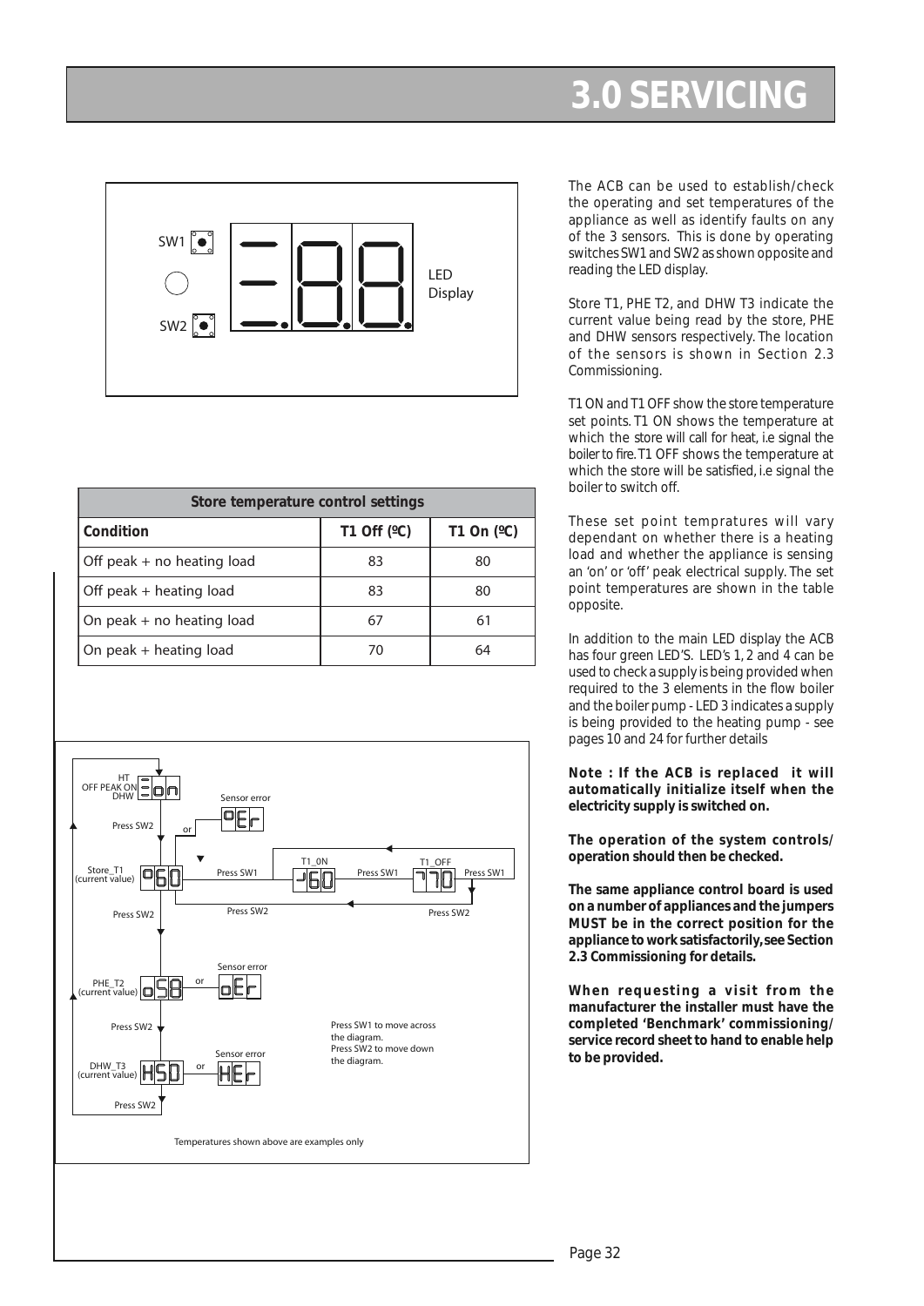# 3.0 SERVICING

SW1

SW2

LED Display

| Store temperature control settings | | |
|---|---|---|
| **Condition** | **T1 Off (ºC)** | **T1 On (ºC)** |
| Off peak + no heating load | 83 | 80 |
| Off peak + heating load | 83 | 80 |
| On peak + no heating load | 67 | 61 |
| On peak + heating load | 70 | 64 |

HT OFF PEAK ON DHW

Sensor error

Press SW2

or

Store_T1 (current value)

Press SW1

T1_0N

Press SW1

T1_OFF

Press SW1

Press SW2

Press SW2

Press SW2

PHE_T2 (current value)

Sensor error

or

Press SW2

Press SW1 to move across the diagram.
Press SW2 to move down the diagram.

DHW_T3 (current value)

Sensor error

or

Press SW2

Temperatures shown above are examples only

The ACB can be used to establish/check the operating and set temperatures of the appliance as well as identify faults on any of the 3 sensors. This is done by operating switches SW1 and SW2 as shown opposite and reading the LED display.

Store T1, PHE T2, and DHW T3 indicate the current value being read by the store, PHE and DHW sensors respectively. The location of the sensors is shown in Section 2.3 Commissioning.

T1 ON and T1 OFF show the store temperature set points. T1 ON shows the temperature at which the store will call for heat, i.e signal the boiler to fire. T1 OFF shows the temperature at which the store will be satisfied, i.e signal the boiler to switch off.

These set point tempratures will vary dependant on whether there is a heating load and whether the appliance is sensing an 'on' or 'off' peak electrical supply. The set point temperatures are shown in the table opposite.

In addition to the main LED display the ACB has four green LED'S. LED's 1, 2 and 4 can be used to check a supply is being provided when required to the 3 elements in the flow boiler and the boiler pump - LED 3 indicates a supply is being provided to the heating pump - see pages 10 and 24 for further details

**Note : If the ACB is replaced it will automatically initialize itself when the electricity supply is switched on.**

**The operation of the system controls/ operation should then be checked.**

**The same appliance control board is used on a number of appliances and the jumpers MUST be in the correct position for the appliance to work satisfactorily, see Section 2.3 Commissioning for details.**

**When requesting a visit from the manufacturer the installer must have the completed 'Benchmark' commissioning/ service record sheet to hand to enable help to be provided.**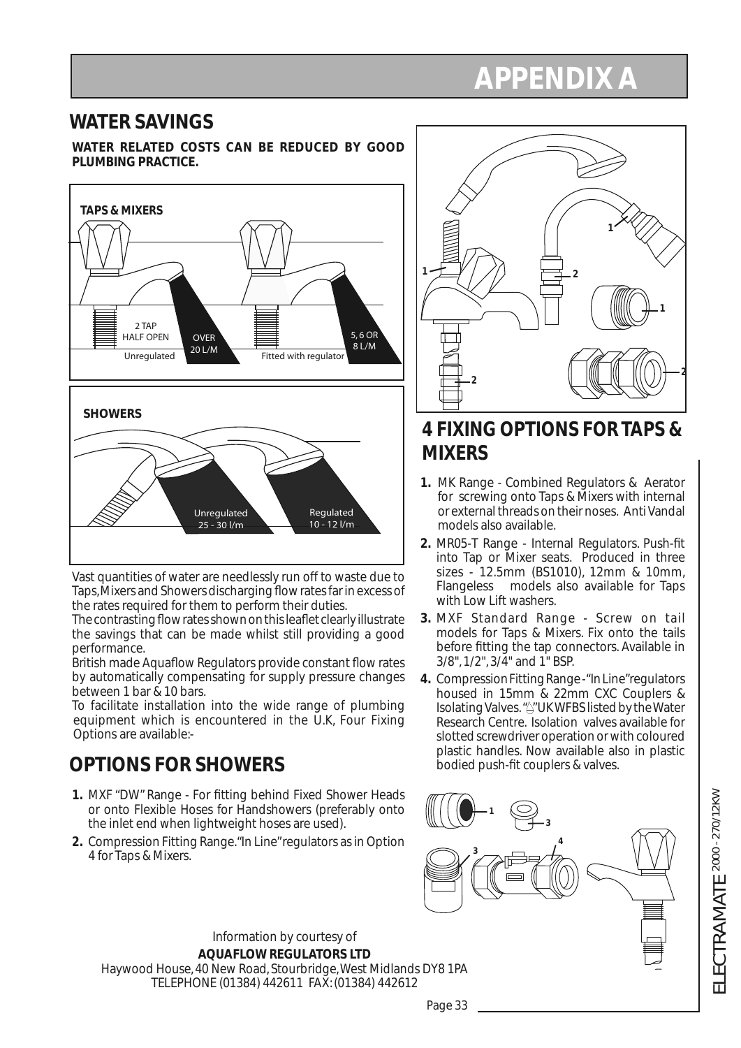# APPENDIX A

## WATER SAVINGS

**WATER RELATED COSTS CAN BE REDUCED BY GOOD PLUMBING PRACTICE.**

TAPS & MIXERS

2 TAP HALF OPEN

Unregulated

OVER 20 L/M

Fitted with regulator

5, 6 OR 8 L/M

SHOWERS

Unregulated 25 - 30 l/m

Regulated 10 - 12 l/m

Vast quantities of water are needlessly run off to waste due to Taps, Mixers and Showers discharging flow rates far in excess of the rates required for them to perform their duties.

The contrasting flow rates shown on this leaflet clearly illustrate the savings that can be made whilst still providing a good performance.

British made Aquaflow Regulators provide constant flow rates by automatically compensating for supply pressure changes between 1 bar & 10 bars.

To facilitate installation into the wide range of plumbing equipment which is encountered in the U.K, Four Fixing Options are available:-

## OPTIONS FOR SHOWERS

1. MXF "DW" Range - For fitting behind Fixed Shower Heads or onto Flexible Hoses for Handshowers (preferably onto the inlet end when lightweight hoses are used).
2. Compression Fitting Range. "In Line" regulators as in Option 4 for Taps & Mixers.

## 4 FIXING OPTIONS FOR TAPS & MIXERS

1. MK Range - Combined Regulators & Aerator for screwing onto Taps & Mixers with internal or external threads on their noses. Anti Vandal models also available.
2. MR05-T Range - Internal Regulators. Push-fit into Tap or Mixer seats. Produced in three sizes - 12.5mm (BS1010), 12mm & 10mm, Flangeless models also available for Taps with Low Lift washers.
3. MXF Standard Range - Screw on tail models for Taps & Mixers. Fix onto the tails before fitting the tap connectors. Available in 3/8", 1/2", 3/4" and 1" BSP.
4. Compression Fitting Range - "In Line" regulators housed in 15mm & 22mm CXC Couplers & Isolating Valves. "◬" UK WFBS listed by the Water Research Centre. Isolation valves available for slotted screwdriver operation or with coloured plastic handles. Now available also in plastic bodied push-fit couplers & valves.

Information by courtesy of

**AQUAFLOW REGULATORS LTD**

Haywood House, 40 New Road, Stourbridge, West Midlands DY8 1PA

TELEPHONE (01384) 442611 FAX: (01384) 442612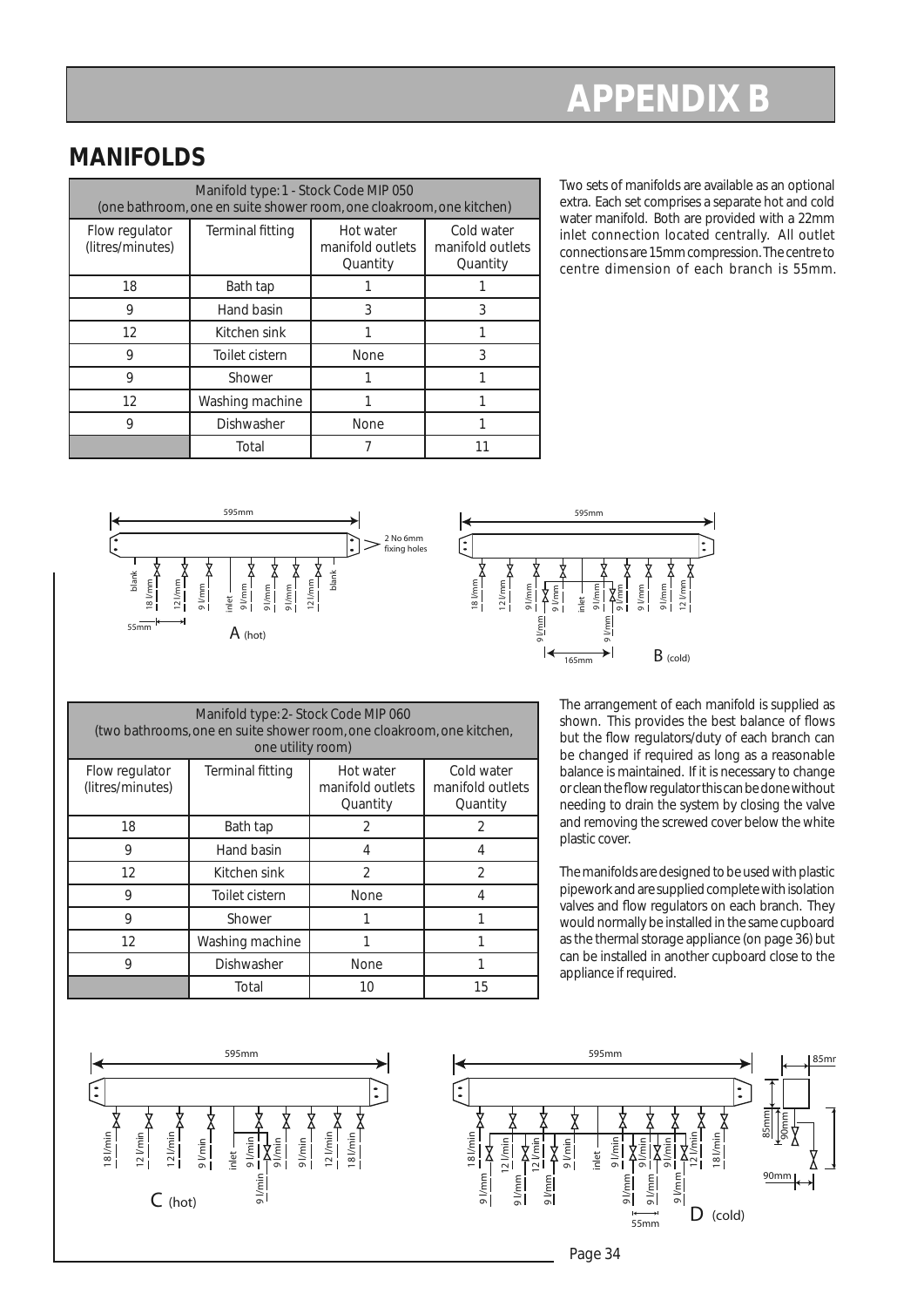# APPENDIX B

## MANIFOLDS

| Manifold type: 1 - Stock Code MIP 050 (one bathroom, one en suite shower room, one cloakroom, one kitchen) | | | |
|---|---|---|---|
| Flow regulator (litres/minutes) | Terminal fitting | Hot water manifold outlets Quantity | Cold water manifold outlets Quantity |
| 18 | Bath tap | 1 | 1 |
| 9 | Hand basin | 3 | 3 |
| 12 | Kitchen sink | 1 | 1 |
| 9 | Toilet cistern | None | 3 |
| 9 | Shower | 1 | 1 |
| 12 | Washing machine | 1 | 1 |
| 9 | Dishwasher | None | 1 |
| | Total | 7 | 11 |

Two sets of manifolds are available as an optional extra. Each set comprises a separate hot and cold water manifold. Both are provided with a 22mm inlet connection located centrally. All outlet connections are 15mm compression. The centre to centre dimension of each branch is 55mm.

595mm
2 No 6mm fixing holes
blank | 18 l/mm | 12 l/mm | 9 l/mm | inlet | 9 l/mm | 9 l/mm | 9 l/mm | 12 l/mm | blank
55mm
A (hot)

595mm
18 l/mm | 12 l/mm | 9 l/mm | 9 l/mm | 9 l/mm | inlet | 9 l/mm | 9 l/mm | 9 l/mm | 9 l/mm | 9 l/mm | 9 l/mm | 12 l/mm
165mm
B (cold)

| Manifold type: 2- Stock Code MIP 060 (two bathrooms, one en suite shower room, one cloakroom, one kitchen, one utility room) | | | |
|---|---|---|---|
| Flow regulator (litres/minutes) | Terminal fitting | Hot water manifold outlets Quantity | Cold water manifold outlets Quantity |
| 18 | Bath tap | 2 | 2 |
| 9 | Hand basin | 4 | 4 |
| 12 | Kitchen sink | 2 | 2 |
| 9 | Toilet cistern | None | 4 |
| 9 | Shower | 1 | 1 |
| 12 | Washing machine | 1 | 1 |
| 9 | Dishwasher | None | 1 |
| | Total | 10 | 15 |

The arrangement of each manifold is supplied as shown. This provides the best balance of flows but the flow regulators/duty of each branch can be changed if required as long as a reasonable balance is maintained. If it is necessary to change or clean the flow regulator this can be done without needing to drain the system by closing the valve and removing the screwed cover below the white plastic cover.

The manifolds are designed to be used with plastic pipework and are supplied complete with isolation valves and flow regulators on each branch. They would normally be installed in the same cupboard as the thermal storage appliance (on page 36) but can be installed in another cupboard close to the appliance if required.

595mm
18 l/min | 12 l/min | 12 l/min | 9 l/min | inlet | 9 l/min | 9 l/min | 9 l/min | 9 l/min | 12 l/min | 18 l/min
C (hot)

595mm
18 l/min | 9 l/mm | 12 l/min | 9 l/mm | 12 l/min | 9 l/mm | 9 l/min | inlet | 9 l/min | 9 l/mm | 9 l/min | 9 l/mm | 9 l/min | 9 l/mm | 12 l/min | 18 l/min
55mm
D (cold)

85mm
85mm
90mm
90mm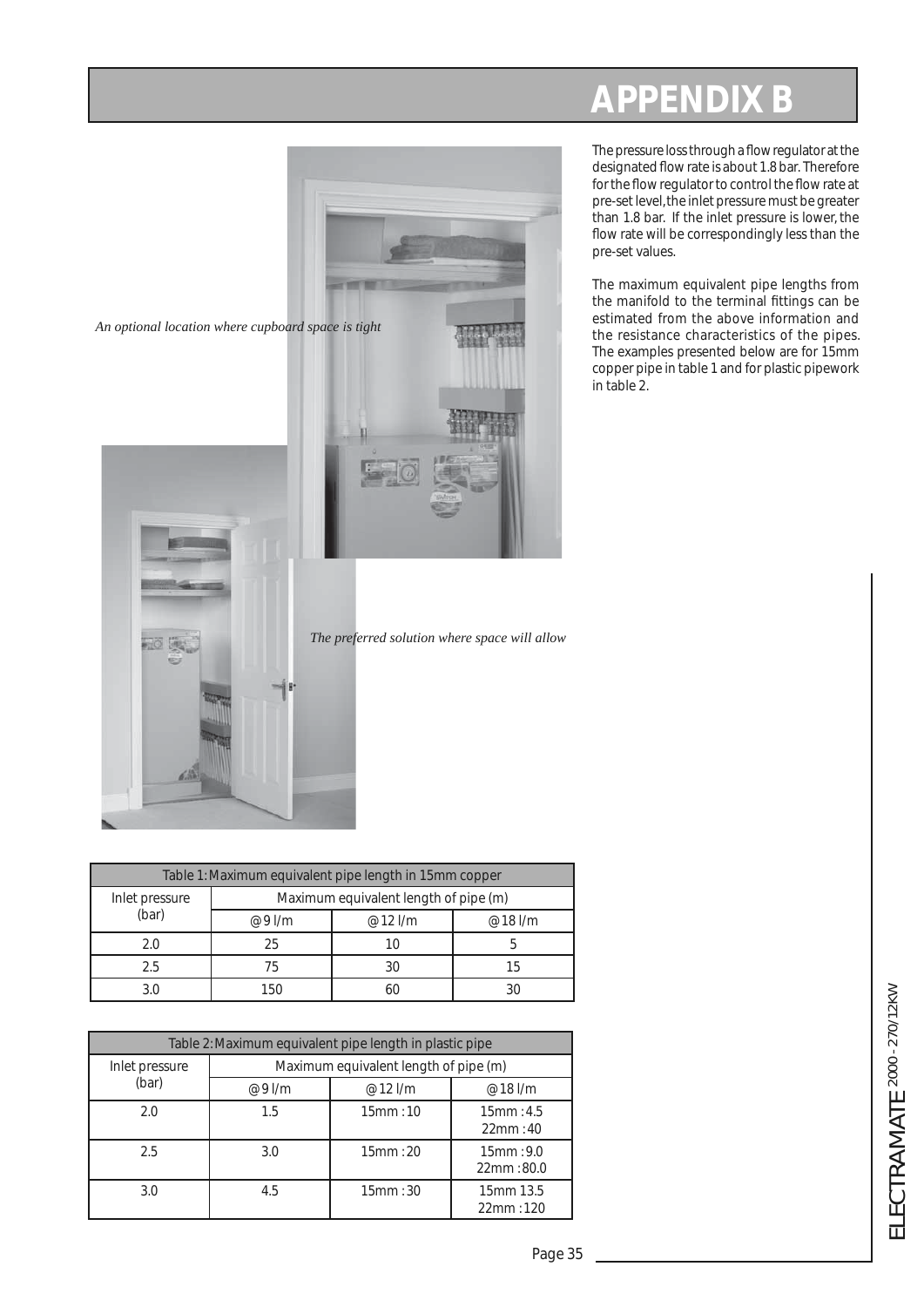# APPENDIX B

*An optional location where cupboard space is tight*

*The preferred solution where space will allow*

The pressure loss through a flow regulator at the designated flow rate is about 1.8 bar. Therefore for the flow regulator to control the flow rate at pre-set level, the inlet pressure must be greater than 1.8 bar. If the inlet pressure is lower, the flow rate will be correspondingly less than the pre-set values.

The maximum equivalent pipe lengths from the manifold to the terminal fittings can be estimated from the above information and the resistance characteristics of the pipes. The examples presented below are for 15mm copper pipe in table 1 and for plastic pipework in table 2.

| Table 1: Maximum equivalent pipe length in 15mm copper | | | |
|---|---|---|---|
| Inlet pressure (bar) | Maximum equivalent length of pipe (m) | | |
| | @ 9 l/m | @ 12 l/m | @ 18 l/m |
| 2.0 | 25 | 10 | 5 |
| 2.5 | 75 | 30 | 15 |
| 3.0 | 150 | 60 | 30 |

| Table 2: Maximum equivalent pipe length in plastic pipe | | | |
|---|---|---|---|
| Inlet pressure (bar) | Maximum equivalent length of pipe (m) | | |
| | @ 9 l/m | @ 12 l/m | @ 18 l/m |
| 2.0 | 1.5 | 15mm : 10 | 15mm : 4.5<br>22mm : 40 |
| 2.5 | 3.0 | 15mm : 20 | 15mm : 9.0<br>22mm : 80.0 |
| 3.0 | 4.5 | 15mm : 30 | 15mm 13.5<br>22mm : 120 |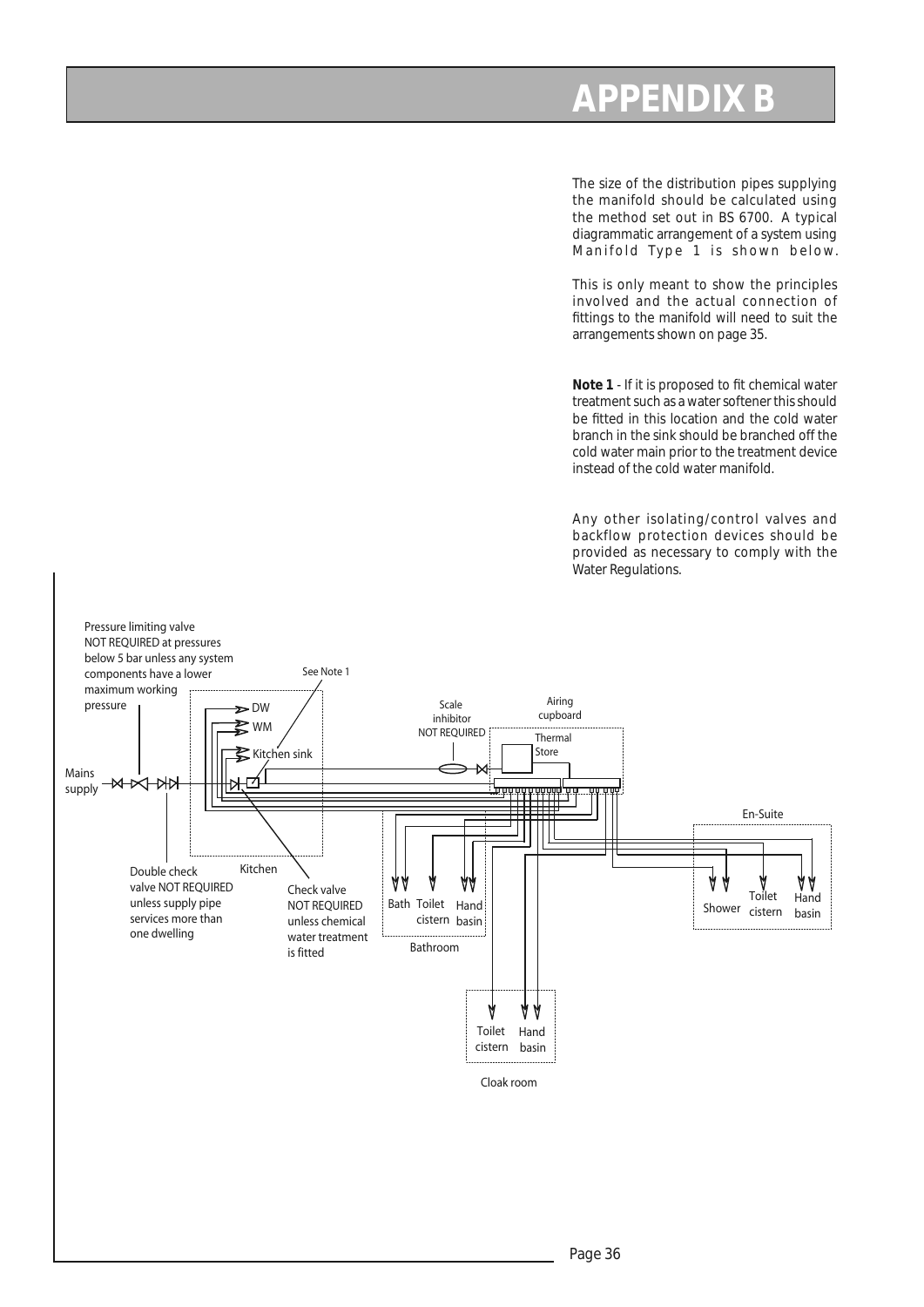# APPENDIX B

The size of the distribution pipes supplying the manifold should be calculated using the method set out in BS 6700. A typical diagrammatic arrangement of a system using Manifold Type 1 is shown below.

This is only meant to show the principles involved and the actual connection of fittings to the manifold will need to suit the arrangements shown on page 35.

**Note 1** - If it is proposed to fit chemical water treatment such as a water softener this should be fitted in this location and the cold water branch in the sink should be branched off the cold water main prior to the treatment device instead of the cold water manifold.

Any other isolating/control valves and backflow protection devices should be provided as necessary to comply with the Water Regulations.

Pressure limiting valve NOT REQUIRED at pressures below 5 bar unless any system components have a lower maximum working pressure

See Note 1

Mains supply

DW

WM

Kitchen sink

Kitchen

Double check valve NOT REQUIRED unless supply pipe services more than one dwelling

Check valve NOT REQUIRED unless chemical water treatment is fitted

Scale inhibitor NOT REQUIRED

Airing cupboard

Thermal Store

Bath

Toilet cistern

Hand basin

Bathroom

En-Suite

Shower

Toilet cistern

Hand basin

Toilet cistern

Hand basin

Cloak room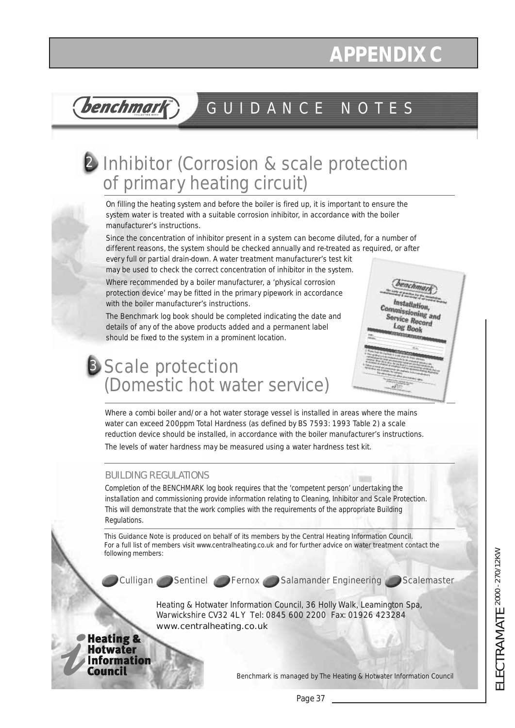# APPENDIX C

## benchmark GUIDANCE NOTES

### 2 Inhibitor (Corrosion & scale protection of primary heating circuit)

On filling the heating system and before the boiler is fired up, it is important to ensure the system water is treated with a suitable corrosion inhibitor, in accordance with the boiler manufacturer's instructions.

Since the concentration of inhibitor present in a system can become diluted, for a number of different reasons, the system should be checked annually and re-treated as required, or after every full or partial drain-down. A water treatment manufacturer's test kit may be used to check the correct concentration of inhibitor in the system.

Where recommended by a boiler manufacturer, a 'physical corrosion protection device' may be fitted in the primary pipework in accordance with the boiler manufacturer's instructions.

The Benchmark log book should be completed indicating the date and details of any of the above products added and a permanent label should be fixed to the system in a prominent location.

### 3 Scale protection (Domestic hot water service)

Where a combi boiler and/or a hot water storage vessel is installed in areas where the mains water can exceed 200ppm Total Hardness (as defined by BS 7593: 1993 Table 2) a scale reduction device should be installed, in accordance with the boiler manufacturer's instructions.

The levels of water hardness may be measured using a water hardness test kit.

#### BUILDING REGULATIONS

Completion of the BENCHMARK log book requires that the 'competent person' undertaking the installation and commissioning provide information relating to Cleaning, Inhibitor and Scale Protection. This will demonstrate that the work complies with the requirements of the appropriate Building Regulations.

This Guidance Note is produced on behalf of its members by the Central Heating Information Council. For a full list of members visit www.centralheating.co.uk and for further advice on water treatment contact the following members:

Culligan · Sentinel · Fernox · Salamander Engineering · Scalemaster

Heating & Hotwater Information Council, 36 Holly Walk, Leamington Spa, Warwickshire CV32 4LY Tel: 0845 600 2200 Fax: 01926 423284
www.centralheating.co.uk

Heating & Hotwater Information Council

Benchmark is managed by The Heating & Hotwater Information Council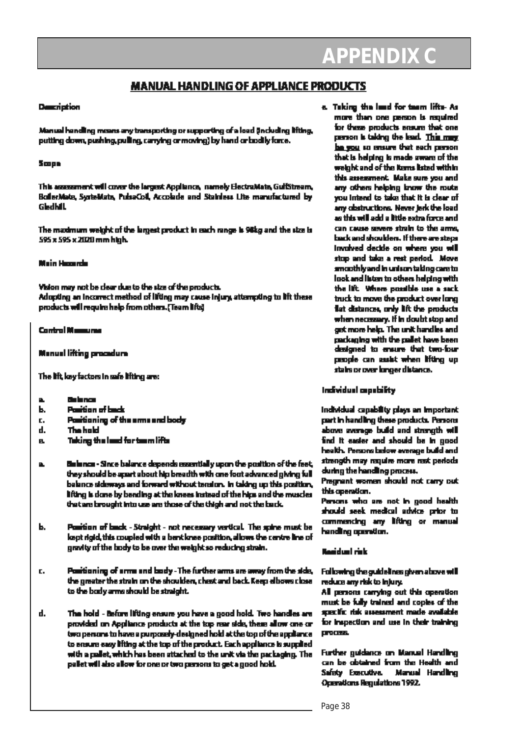# APPENDIX C

## MANUAL HANDLING OF APPLIANCE PRODUCTS

**Description**

Manual handling means any transporting or supporting of a load (including lifting, putting down, pushing, pulling, carrying or moving) by hand or bodily force.

**Scope**

This assessment will cover the largest Appliance, namely ElectraMate, GulfStream, BoilerMate, SysteMate, PulsaCoil, Accolade and Stainless Lite manufactured by Gledhill.

The maximum weight of the largest product in each range is 98kg and the size is 595 x 595 x 2020 mm high.

**Main Hazards**

Vision may not be clear due to the size of the products.
Adopting an incorrect method of lifting may cause injury, attempting to lift these products will require help from others. (Team lifts)

**Control Measures**

**Manual lifting procedure**

The lift, key factors in safe lifting are:

a. **Balance**
b. **Position of back**
c. **Positioning of the arms and body**
d. **The hold**
e. **Taking the load for team lifts**

a. **Balance** - Since balance depends essentially upon the position of the feet, they should be apart about hip breadth with one foot advanced giving full balance sideways and forward without tension. In taking up this position, lifting is done by bending at the knees instead of the hips and the muscles that are brought into use are those of the thigh and not the back.

b. **Position of back** - Straight - not necessary vertical. The spine must be kept rigid, this coupled with a bent knee position, allows the centre line of gravity of the body to be over the weight so reducing strain.

c. **Positioning of arms and body** - The further arms are away from the side, the greater the strain on the shoulders, chest and back. Keep elbows close to the body arms should be straight.

d. **The hold** - Before lifting ensure you have a good hold. Two handles are provided on Appliance products at the top rear side, these allow one or two persons to have a purposely-designed hold at the top of the appliance to ensure easy lifting at the top of the product. Each appliance is supplied with a pallet, which has been attached to the unit via the packaging. The pallet will also allow for one or two persons to get a good hold.

e. **Taking the load for team lifts** - As more than one person is required for these products ensure that one person is taking the lead. <u>This may be you</u> so ensure that each person that is helping is made aware of the weight and of the items listed within this assessment. Make sure you and any others helping know the route you intend to take that it is clear of any obstructions. Never jerk the load as this will add a little extra force and can cause severe strain to the arms, back and shoulders. If there are steps involved decide on where you will stop and take a rest period. Move smoothly and in unison taking care to look and listen to others helping with the lift. Where possible use a sack truck to move the product over long flat distances, only lift the products when necessary. If in doubt stop and get more help. The unit handles and packaging with the pallet have been designed to ensure that two-four people can assist when lifting up stairs or over longer distance.

**Individual capability**

Individual capability plays an important part in handling these products. Persons above average build and strength will find it easier and should be in good health. Persons below average build and strength may require more rest periods during the handling process.

Pregnant women should not carry out this operation.

Persons who are not in good health should seek medical advice prior to commencing any lifting or manual handling operation.

**Residual risk**

Following the guidelines given above will reduce any risk to injury.

All persons carrying out this operation must be fully trained and copies of the specific risk assessment made available for inspection and use in their training process.

Further guidance on Manual Handling can be obtained from the Health and Safety Executive. Manual Handling Operations Regulations 1992.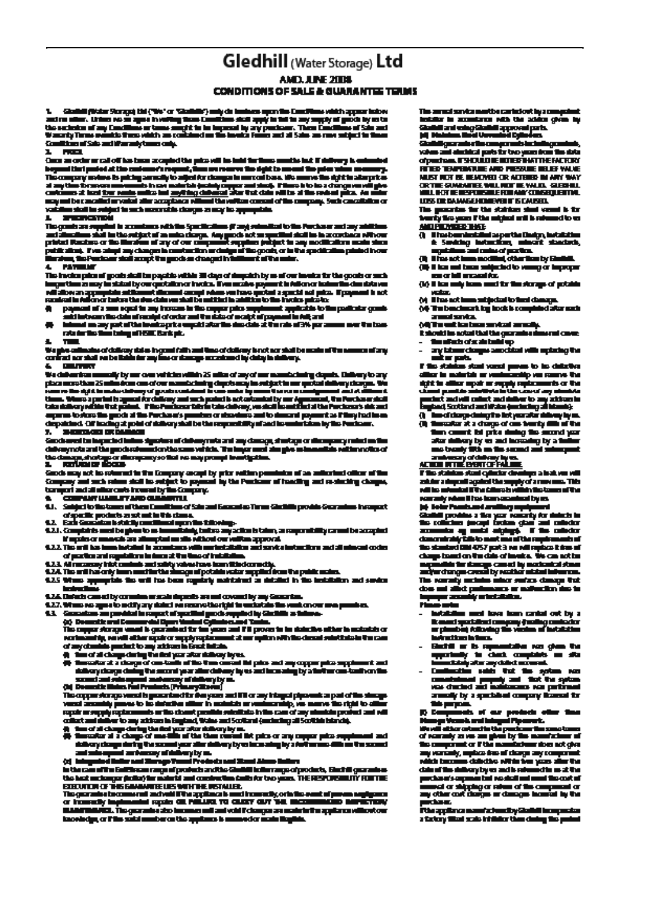# Gledhill (Water Storage) Ltd

## AMD. JUNE 2008

## CONDITIONS OF SALE & GUARANTEE TERMS

**1.**

**2. PRICE**

**3. SPECIFICATION**

**4. PAYMENT**

**5. TIME**

**6. DELIVERY**

**7. SHORTAGES OR DAMAGE**

**8. RETURN OF GOODS**

**9. COMPANY LIABILITY AND GUARANTEE**